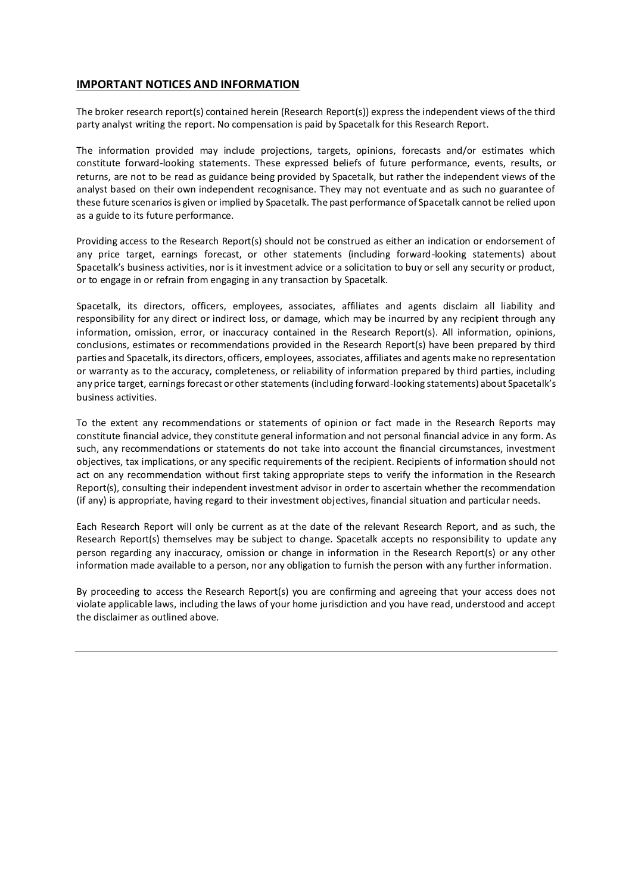## **IMPORTANT NOTICES AND INFORMATION**

The broker research report(s) contained herein (Research Report(s)) express the independent views of the third party analyst writing the report. No compensation is paid by Spacetalk for this Research Report.

The information provided may include projections, targets, opinions, forecasts and/or estimates which constitute forward-looking statements. These expressed beliefs of future performance, events, results, or returns, are not to be read as guidance being provided by Spacetalk, but rather the independent views of the analyst based on their own independent recognisance. They may not eventuate and as such no guarantee of these future scenarios is given or implied by Spacetalk. The past performance of Spacetalk cannot be relied upon as a guide to its future performance.

Providing access to the Research Report(s) should not be construed as either an indication or endorsement of any price target, earnings forecast, or other statements (including forward-looking statements) about Spacetalk's business activities, nor is it investment advice or a solicitation to buy or sell any security or product, or to engage in or refrain from engaging in any transaction by Spacetalk.

Spacetalk, its directors, officers, employees, associates, affiliates and agents disclaim all liability and responsibility for any direct or indirect loss, or damage, which may be incurred by any recipient through any information, omission, error, or inaccuracy contained in the Research Report(s). All information, opinions, conclusions, estimates or recommendations provided in the Research Report(s) have been prepared by third parties and Spacetalk, its directors, officers, employees, associates, affiliates and agents make no representation or warranty as to the accuracy, completeness, or reliability of information prepared by third parties, including any price target, earnings forecast or other statements (including forward-looking statements) about Spacetalk's business activities.

To the extent any recommendations or statements of opinion or fact made in the Research Reports may constitute financial advice, they constitute general information and not personal financial advice in any form. As such, any recommendations or statements do not take into account the financial circumstances, investment objectives, tax implications, or any specific requirements of the recipient. Recipients of information should not act on any recommendation without first taking appropriate steps to verify the information in the Research Report(s), consulting their independent investment advisor in order to ascertain whether the recommendation (if any) is appropriate, having regard to their investment objectives, financial situation and particular needs.

Each Research Report will only be current as at the date of the relevant Research Report, and as such, the Research Report(s) themselves may be subject to change. Spacetalk accepts no responsibility to update any person regarding any inaccuracy, omission or change in information in the Research Report(s) or any other information made available to a person, nor any obligation to furnish the person with any further information.

By proceeding to access the Research Report(s) you are confirming and agreeing that your access does not violate applicable laws, including the laws of your home jurisdiction and you have read, understood and accept the disclaimer as outlined above.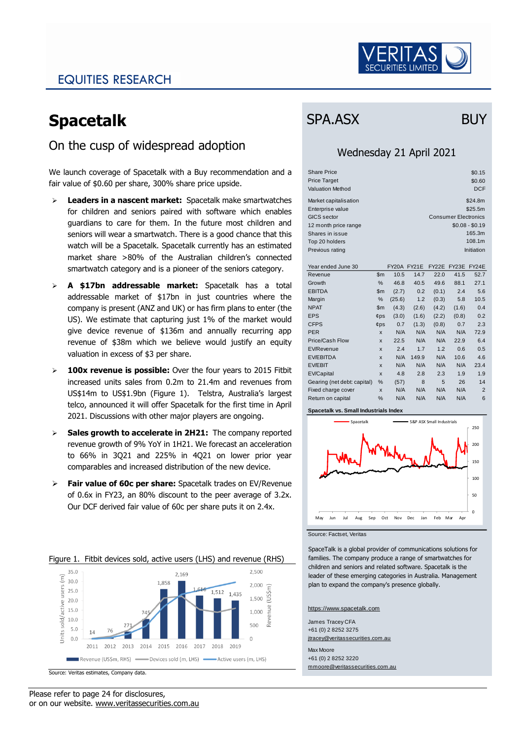# EQUITIES RESEARCH

# Spacetalk

## On the cusp of widespread adoption

We launch coverage of Spacetalk with a Buy recommendation and a fair value of $0.60 per share, 300% share price upside.

- **Leaders in a nascent market:** Spacetalk make smartwatches for children and seniors paired with software which enables guardians to care for them. In the future most children and seniors will wear a smartwatch. There is a good chance that this watch will be a Spacetalk. Spacetalk currently has an estimated market share >80% of the Australian children's connected smartwatch category and is a pioneer of the seniors category.
- **A $17bn addressable market:** Spacetalk has a total addressable market of $17bn in just countries where the company is present (ANZ and UK) or has firm plans to enter (the US). We estimate that capturing just 1% of the market would give device revenue of $136m and annually recurring app revenue of $38m which we believe would justify an equity valuation in excess of $3 per share.
- **100x revenue is possible:** Over the four years to 2015 Fitbit increased units sales from 0.2m to 21.4m and revenues from US$14m to US$1.9bn (Figure 1). Telstra, Australia's largest telco, announced it will offer Spacetalk for the first time in April 2021. Discussions with other major players are ongoing.
- **Sales growth to accelerate in 2H21:** The company reported revenue growth of 9% YoY in 1H21. We forecast an acceleration to 66% in 3Q21 and 225% in 4Q21 on lower prior year comparables and increased distribution of the new device.
- **Fair value of 60c per share:** Spacetalk trades on EV/Revenue of 0.6x in FY23, an 80% discount to the peer average of 3.2x. Our DCF derived fair value of 60c per share puts it on 2.4x.

Figure 1. Fitbit devices sold, active users (LHS) and revenue (RHS)

| | 2011 | 2012 | 2013 | 2014 | 2015 | 2016 | 2017 | 2018 | 2019 |
|---|---|---|---|---|---|---|---|---|---|
| Revenue (US$m, RHS) | 14 | 76 | 271 | 745 | 1,858 | 2,169 | 1,616 | 1,512 | 1,435 |

Legend: Revenue (US$m, RHS), Devices sold (m, LHS), Active users (m, LHS)

Source: Veritas estimates, Company data.

## SPA.ASX — BUY

### Wednesday 21 April 2021

| | |
|---|---|
| Share Price | $0.15 |
| Price Target | $0.60 |
| Valuation Method | DCF |
| Market capitalisation | $24.8m |
| Enterprise value | $25.5m |
| GICS sector | Consumer Electronics |
| 12 month price range | $0.08 - $0.19 |
| Shares in issue | 165.3m |
| Top 20 holders | 108.1m |
| Previous rating | Initiation |

| Year ended June 30 | | FY20A | FY21E | FY22E | FY23E | FY24E |
|---|---|---|---|---|---|---|
| Revenue | $m | 10.5 | 14.7 | 22.0 | 41.5 | 52.7 |
| Growth | % | 46.8 | 40.5 | 49.6 | 88.1 | 27.1 |
| EBITDA | $m | (2.7) | 0.2 | (0.1) | 2.4 | 5.6 |
| Margin | % | (25.6) | 1.2 | (0.3) | 5.8 | 10.5 |
| NPAT | $m | (4.3) | (2.6) | (4.2) | (1.6) | 0.4 |
| EPS | ¢ps | (3.0) | (1.6) | (2.2) | (0.8) | 0.2 |
| CFPS | ¢ps | 0.7 | (1.3) | (0.8) | 0.7 | 2.3 |
| PER | x | N/A | N/A | N/A | N/A | 72.9 |
| Price/Cash Flow | x | 22.5 | N/A | N/A | 22.9 | 6.4 |
| EV/Revenue | x | 2.4 | 1.7 | 1.2 | 0.6 | 0.5 |
| EV/EBITDA | x | N/A | 149.9 | N/A | 10.6 | 4.6 |
| EV/EBIT | x | N/A | N/A | N/A | N/A | 23.4 |
| EV/Capital | x | 4.8 | 2.8 | 2.3 | 1.9 | 1.9 |
| Gearing (net debt: capital) | % | (57) | 8 | 5 | 26 | 14 |
| Fixed charge cover | x | N/A | N/A | N/A | N/A | 2 |
| Return on capital | % | N/A | N/A | N/A | N/A | 6 |

Spacetalk vs. Small Industrials Index

Source: Factset, Veritas

SpaceTalk is a global provider of communications solutions for families. The company produce a range of smartwatches for children and seniors and related software. Spacetalk is the leader of these emerging categories in Australia. Management plan to expand the company's presence globally.

https://www.spacetalk.com

James Tracey CFA
+61 (0) 2 8252 3275
jtracey@veritassecurities.com.au

Max Moore
+61 (0) 2 8252 3220
mmoore@veritassecurities.com.au

Please refer to page 24 for disclosures,
or on our website. www.veritassecurities.com.au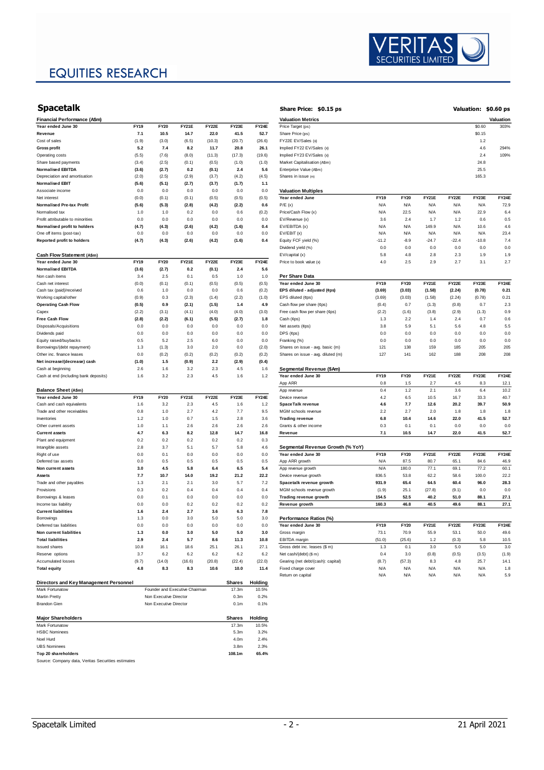# EQUITIES RESEARCH

## Spacetalk

**Share Price: $0.15 ps** — **Valuation: $0.60 ps**

### Financial Performance (A$m)

| Year ended June 30 | FY19 | FY20 | FY21E | FY22E | FY23E | FY24E |
|---|---|---|---|---|---|---|
| **Revenue** | **7.1** | **10.5** | **14.7** | **22.0** | **41.5** | **52.7** |
| Cost of sales | (1.9) | (3.0) | (6.5) | (10.3) | (20.7) | (26.6) |
| **Gross profit** | **5.2** | **7.4** | **8.2** | **11.7** | **20.8** | **26.1** |
| Operating costs | (5.5) | (7.6) | (8.0) | (11.3) | (17.3) | (19.6) |
| Share based payments | (3.4) | (2.5) | (0.1) | (0.5) | (1.0) | (1.0) |
| **Normalised EBITDA** | **(3.6)** | **(2.7)** | **0.2** | **(0.1)** | **2.4** | **5.6** |
| Depreciation and amortisation | (2.0) | (2.5) | (2.9) | (3.7) | (4.2) | (4.5) |
| **Normalised EBIT** | **(5.6)** | **(5.1)** | **(2.7)** | **(3.7)** | **(1.7)** | **1.1** |
| Associate income | 0.0 | 0.0 | 0.0 | 0.0 | 0.0 | 0.0 |
| Net interest | (0.0) | (0.1) | (0.1) | (0.5) | (0.5) | (0.5) |
| **Normalised Pre-tax Profit** | **(5.6)** | **(5.3)** | **(2.8)** | **(4.2)** | **(2.2)** | **0.6** |
| Normalised tax | 1.0 | 1.0 | 0.2 | 0.0 | 0.6 | (0.2) |
| Profit attributable to minorities | 0.0 | 0.0 | 0.0 | 0.0 | 0.0 | 0.0 |
| **Normalised profit to holders** | **(4.7)** | **(4.3)** | **(2.6)** | **(4.2)** | **(1.6)** | **0.4** |
| One off items (post-tax) | 0.0 | 0.0 | 0.0 | 0.0 | 0.0 | 0.0 |
| **Reported profit to holders** | **(4.7)** | **(4.3)** | **(2.6)** | **(4.2)** | **(1.6)** | **0.4** |

### Cash Flow Statement (A$m)

| Year ended June 30 | FY19 | FY20 | FY21E | FY22E | FY23E | FY24E |
|---|---|---|---|---|---|---|
| **Normalised EBITDA** | **(3.6)** | **(2.7)** | **0.2** | **(0.1)** | **2.4** | **5.6** |
| Non cash items | 3.4 | 2.5 | 0.1 | 0.5 | 1.0 | 1.0 |
| Cash net interest | (0.0) | (0.1) | (0.1) | (0.5) | (0.5) | (0.5) |
| Cash tax (paid)/received | 0.6 | 1.0 | 0.0 | 0.0 | 0.6 | (0.2) |
| Working capital/other | (0.9) | 0.3 | (2.3) | (1.4) | (2.2) | (1.0) |
| **Operating Cash Flow** | **(0.5)** | **0.9** | **(2.1)** | **(1.5)** | **1.4** | **4.9** |
| Capex | (2.2) | (3.1) | (4.1) | (4.0) | (4.0) | (3.0) |
| **Free Cash Flow** | **(2.8)** | **(2.2)** | **(6.1)** | **(5.5)** | **(2.7)** | **1.8** |
| Disposals/Acquisitions | 0.0 | 0.0 | 0.0 | 0.0 | 0.0 | 0.0 |
| Dividends paid | 0.0 | 0.0 | 0.0 | 0.0 | 0.0 | 0.0 |
| Equity raised/buybacks | 0.5 | 5.2 | 2.5 | 6.0 | 0.0 | 0.0 |
| Borrowings/(debt repayment) | 1.3 | (1.3) | 3.0 | 2.0 | 0.0 | (2.0) |
| Other inc. finance leases | 0.0 | (0.2) | (0.2) | (0.2) | (0.2) | (0.2) |
| **Net increase/(decrease) cash** | **(1.0)** | **1.5** | **(0.9)** | **2.2** | **(2.9)** | **(0.4)** |
| Cash at beginning | 2.6 | 1.6 | 3.2 | 2.3 | 4.5 | 1.6 |
| Cash at end (including bank deposits) | 1.6 | 3.2 | 2.3 | 4.5 | 1.6 | 1.2 |

### Balance Sheet (A$m)

| Year ended June 30 | FY19 | FY20 | FY21E | FY22E | FY23E | FY24E |
|---|---|---|---|---|---|---|
| Cash and cash equivalents | 1.6 | 3.2 | 2.3 | 4.5 | 1.6 | 1.2 |
| Trade and other receivables | 0.8 | 1.0 | 2.7 | 4.2 | 7.7 | 9.5 |
| Inventories | 1.2 | 1.0 | 0.7 | 1.5 | 2.8 | 3.6 |
| Other current assets | 1.0 | 1.1 | 2.6 | 2.6 | 2.6 | 2.6 |
| **Current assets** | **4.7** | **6.3** | **8.2** | **12.8** | **14.7** | **16.8** |
| Plant and equipment | 0.2 | 0.2 | 0.2 | 0.2 | 0.2 | 0.3 |
| Intangible assets | 2.8 | 3.7 | 5.1 | 5.7 | 5.8 | 4.6 |
| Right of use | 0.0 | 0.1 | 0.0 | 0.0 | 0.0 | 0.0 |
| Deferred tax assets | 0.0 | 0.5 | 0.5 | 0.5 | 0.5 | 0.5 |
| **Non current assets** | **3.0** | **4.5** | **5.8** | **6.4** | **6.5** | **5.4** |
| **Assets** | **7.7** | **10.7** | **14.0** | **19.2** | **21.2** | **22.2** |
| Trade and other payables | 1.3 | 2.1 | 2.1 | 3.0 | 5.7 | 7.2 |
| Provisions | 0.3 | 0.2 | 0.4 | 0.4 | 0.4 | 0.4 |
| Borrowings & leases | 0.0 | 0.1 | 0.0 | 0.0 | 0.0 | 0.0 |
| Income tax liability | 0.0 | 0.0 | 0.2 | 0.2 | 0.2 | 0.2 |
| **Current liabilities** | **1.6** | **2.4** | **2.7** | **3.6** | **6.3** | **7.8** |
| Borrowings | 1.3 | 0.0 | 3.0 | 5.0 | 5.0 | 3.0 |
| Deferred tax liabilities | 0.0 | 0.0 | 0.0 | 0.0 | 0.0 | 0.0 |
| **Non current liabilities** | **1.3** | **0.0** | **3.0** | **5.0** | **5.0** | **3.0** |
| **Total liabilities** | **2.9** | **2.4** | **5.7** | **8.6** | **11.3** | **10.8** |
| Issued shares | 10.8 | 16.1 | 18.6 | 25.1 | 26.1 | 27.1 |
| Reserve options | 3.7 | 6.2 | 6.2 | 6.2 | 6.2 | 6.2 |
| Accumulated losses | (9.7) | (14.0) | (16.6) | (20.8) | (22.4) | (22.0) |
| **Total equity** | **4.8** | **8.3** | **8.3** | **10.6** | **10.0** | **11.4** |

### Directors and Key Management Personnel

| Name | Position | Shares | Holding |
|---|---|---|---|
| Mark Fortunatow | Founder and Executive Chairman | 17.3m | 10.5% |
| Martin Pretty | Non Executive Director | 0.3m | 0.2% |
| Brandon Gien | Non Executive Director | 0.1m | 0.1% |

### Major Shareholders

| Name | Shares | Holding |
|---|---|---|
| Mark Fortunatow | 17.3m | 10.5% |
| HSBC Nominees | 5.3m | 3.2% |
| Noel Hurd | 4.0m | 2.4% |
| UBS Nominees | 3.8m | 2.3% |
| **Top 20 shareholders** | **108.1m** | **65.4%** |

Source: Company data, Veritas Securities estimates

### Valuation Metrics

| Valuation Metrics | | Valuation |
|---|---|---|
| Price Target (ps) | $0.60 | 303% |
| Share Price (ps) | $0.15 | |
| FY22E EV/Sales (x) | 1.2 | |
| Implied FY22 EV/Sales (x) | 4.6 | 294% |
| Implied FY23 EV/Sales (x) | 2.4 | 109% |
| Market Capitalisation (A$m) | 24.8 | |
| Enterprise Value (A$m) | 25.5 | |
| Shares in issue (m) | 165.3 | |

### Valuation Multiples

| Year ended June | FY19 | FY20 | FY21E | FY22E | FY23E | FY24E |
|---|---|---|---|---|---|---|
| P/E (x) | N/A | N/A | N/A | N/A | N/A | 72.9 |
| Price/Cash Flow (x) | N/A | 22.5 | N/A | N/A | 22.9 | 6.4 |
| EV/Revenue (x) | 3.6 | 2.4 | 1.7 | 1.2 | 0.6 | 0.5 |
| EV/EBITDA (x) | N/A | N/A | 149.9 | N/A | 10.6 | 4.6 |
| EV/EBIT (x) | N/A | N/A | N/A | N/A | N/A | 23.4 |
| Equity FCF yield (%) | -11.2 | -8.9 | -24.7 | -22.4 | -10.8 | 7.4 |
| Dividend yield (%) | 0.0 | 0.0 | 0.0 | 0.0 | 0.0 | 0.0 |
| EV/capital (x) | 5.8 | 4.8 | 2.8 | 2.3 | 1.9 | 1.9 |
| Price to book value (x) | 4.0 | 2.5 | 2.9 | 2.7 | 3.1 | 2.7 |

### Per Share Data

| Year ended June 30 | FY19 | FY20 | FY21E | FY22E | FY23E | FY24E |
|---|---|---|---|---|---|---|
| **EPS diluted - adjusted (¢ps)** | **(3.69)** | **(3.03)** | **(1.58)** | **(2.24)** | **(0.78)** | **0.21** |
| EPS diluted (¢ps) | (3.69) | (3.03) | (1.58) | (2.24) | (0.78) | 0.21 |
| Cash flow per share (¢ps) | (0.4) | 0.7 | (1.3) | (0.8) | 0.7 | 2.3 |
| Free cash flow per share (¢ps) | (2.2) | (1.6) | (3.8) | (2.9) | (1.3) | 0.9 |
| Cash (¢ps) | 1.3 | 2.2 | 1.4 | 2.4 | 0.7 | 0.6 |
| Net assets (¢ps) | 3.8 | 5.9 | 5.1 | 5.6 | 4.8 | 5.5 |
| DPS (¢ps) | 0.0 | 0.0 | 0.0 | 0.0 | 0.0 | 0.0 |
| Franking (%) | 0.0 | 0.0 | 0.0 | 0.0 | 0.0 | 0.0 |
| Shares on issue - avg. basic (m) | 121 | 138 | 159 | 185 | 205 | 205 |
| Shares on issue - avg. diluted (m) | 127 | 141 | 162 | 188 | 208 | 208 |

### Segmental Revenue ($Am)

| Year ended June 30 | FY19 | FY20 | FY21E | FY22E | FY23E | FY24E |
|---|---|---|---|---|---|---|
| App ARR | 0.8 | 1.5 | 2.7 | 4.5 | 8.3 | 12.1 |
| App revenue | 0.4 | 1.2 | 2.1 | 3.6 | 6.4 | 10.2 |
| Device revenue | 4.2 | 6.5 | 10.5 | 16.7 | 33.3 | 40.7 |
| **SpaceTalk revenue** | **4.6** | **7.7** | **12.6** | **20.2** | **39.7** | **50.9** |
| MGM schools revenue | 2.2 | 2.7 | 2.0 | 1.8 | 1.8 | 1.8 |
| **Trading revenue** | **6.8** | **10.4** | **14.6** | **22.0** | **41.5** | **52.7** |
| Grants & other income | 0.3 | 0.1 | 0.1 | 0.0 | 0.0 | 0.0 |
| **Revenue** | **7.1** | **10.5** | **14.7** | **22.0** | **41.5** | **52.7** |

### Segmental Revenue Growth (% YoY)

| Year ended June 30 | FY19 | FY20 | FY21E | FY22E | FY23E | FY24E |
|---|---|---|---|---|---|---|
| App ARR growth | N/A | 87.5 | 80.7 | 65.1 | 84.6 | 46.9 |
| App revenue growth | N/A | 180.0 | 77.1 | 69.1 | 77.2 | 60.1 |
| Device revenue growth | 836.5 | 53.8 | 62.2 | 58.6 | 100.0 | 22.2 |
| **Spacetalk revenue growth** | **931.9** | **65.4** | **64.5** | **60.4** | **96.0** | **28.3** |
| MGM schools revenue growth | (1.9) | 25.1 | (27.8) | (9.1) | 0.0 | 0.0 |
| **Trading revenue growth** | **154.5** | **52.5** | **40.2** | **51.0** | **88.1** | **27.1** |
| **Revenue growth** | **160.3** | **46.8** | **40.5** | **49.6** | **88.1** | **27.1** |

### Performance Ratios (%)

| Year ended June 30 | FY19 | FY20 | FY21E | FY22E | FY23E | FY24E |
|---|---|---|---|---|---|---|
| Gross margin | 73.1 | 70.9 | 55.9 | 53.1 | 50.0 | 49.6 |
| EBITDA margin | (51.0) | (25.6) | 1.2 | (0.3) | 5.8 | 10.5 |
| Gross debt inc. leases ($ m) | 1.3 | 0.1 | 3.0 | 5.0 | 5.0 | 3.0 |
| Net cash/(debt) ($ m) | 0.4 | 3.0 | (0.8) | (0.5) | (3.5) | (1.9) |
| Gearing (net debt/(cash): capital) | (8.7) | (57.3) | 8.3 | 4.8 | 25.7 | 14.1 |
| Fixed charge cover | N/A | N/A | N/A | N/A | N/A | 1.8 |
| Return on capital | N/A | N/A | N/A | N/A | N/A | 5.9 |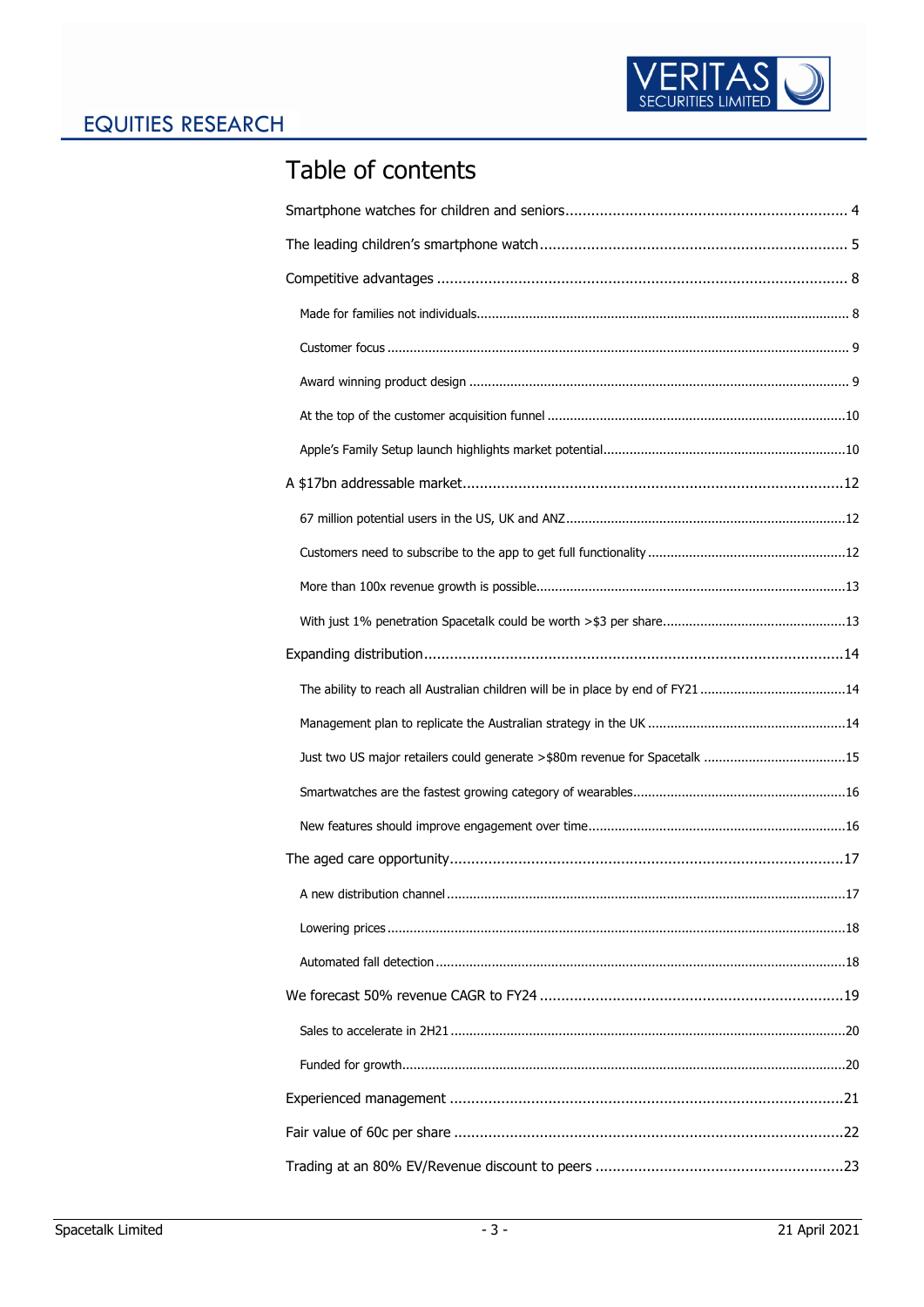# Table of contents

Smartphone watches for children and seniors .................................................................. 4

The leading children's smartphone watch ........................................................................ 5

Competitive advantages ............................................................................................... 8

- Made for families not individuals ................................................................................................. 8
- Customer focus .......................................................................................................................... 9
- Award winning product design ..................................................................................................... 9
- At the top of the customer acquisition funnel ............................................................................. 10
- Apple's Family Setup launch highlights market potential ............................................................... 10

A $17bn addressable market ......................................................................................... 12

- 67 million potential users in the US, UK and ANZ ........................................................................ 12
- Customers need to subscribe to the app to get full functionality ................................................... 12
- More than 100x revenue growth is possible .................................................................................. 13
- With just 1% penetration Spacetalk could be worth >$3 per share ................................................ 13

Expanding distribution .................................................................................................. 14

- The ability to reach all Australian children will be in place by end of FY21 .................................... 14
- Management plan to replicate the Australian strategy in the UK .................................................... 14
- Just two US major retailers could generate >$80m revenue for Spacetalk ...................................... 15
- Smartwatches are the fastest growing category of wearables ........................................................ 16
- New features should improve engagement over time .................................................................... 16

The aged care opportunity ............................................................................................ 17

- A new distribution channel ......................................................................................................... 17
- Lowering prices .......................................................................................................................... 18
- Automated fall detection ............................................................................................................. 18

We forecast 50% revenue CAGR to FY24 ....................................................................... 19

- Sales to accelerate in 2H21 ........................................................................................................ 20
- Funded for growth ..................................................................................................................... 20

Experienced management ............................................................................................ 21

Fair value of 60c per share ........................................................................................... 22

Trading at an 80% EV/Revenue discount to peers .......................................................... 23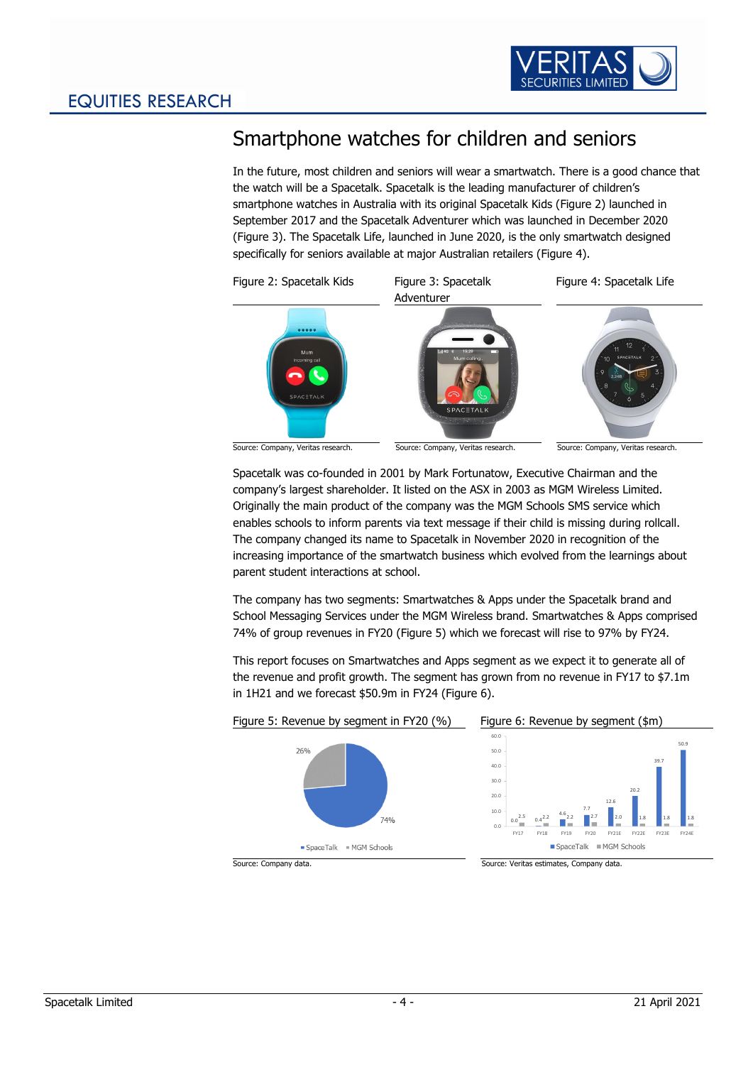## Smartphone watches for children and seniors

In the future, most children and seniors will wear a smartwatch. There is a good chance that the watch will be a Spacetalk. Spacetalk is the leading manufacturer of children's smartphone watches in Australia with its original Spacetalk Kids (Figure 2) launched in September 2017 and the Spacetalk Adventurer which was launched in December 2020 (Figure 3). The Spacetalk Life, launched in June 2020, is the only smartwatch designed specifically for seniors available at major Australian retailers (Figure 4).

Figure 2: Spacetalk Kids

Source: Company, Veritas research.

Figure 3: Spacetalk Adventurer

Source: Company, Veritas research.

Figure 4: Spacetalk Life

Source: Company, Veritas research.

Spacetalk was co-founded in 2001 by Mark Fortunatow, Executive Chairman and the company's largest shareholder. It listed on the ASX in 2003 as MGM Wireless Limited. Originally the main product of the company was the MGM Schools SMS service which enables schools to inform parents via text message if their child is missing during rollcall. The company changed its name to Spacetalk in November 2020 in recognition of the increasing importance of the smartwatch business which evolved from the learnings about parent student interactions at school.

The company has two segments: Smartwatches & Apps under the Spacetalk brand and School Messaging Services under the MGM Wireless brand. Smartwatches & Apps comprised 74% of group revenues in FY20 (Figure 5) which we forecast will rise to 97% by FY24.

This report focuses on Smartwatches and Apps segment as we expect it to generate all of the revenue and profit growth. The segment has grown from no revenue in FY17 to $7.1m in 1H21 and we forecast $50.9m in FY24 (Figure 6).

Figure 5: Revenue by segment in FY20 (%)

| Segment | % |
|---|---|
| SpaceTalk | 74% |
| MGM Schools | 26% |

Source: Company data.

Figure 6: Revenue by segment ($m)

| | FY17 | FY18 | FY19 | FY20 | FY21E | FY22E | FY23E | FY24E |
|---|---|---|---|---|---|---|---|---|
| SpaceTalk | 0.0 | 0.4 | 4.6 | 7.7 | 12.6 | 20.2 | 39.7 | 50.9 |
| MGM Schools | 2.5 | 2.2 | 2.2 | 2.7 | 2.0 | 1.8 | 1.8 | 1.8 |

Source: Veritas estimates, Company data.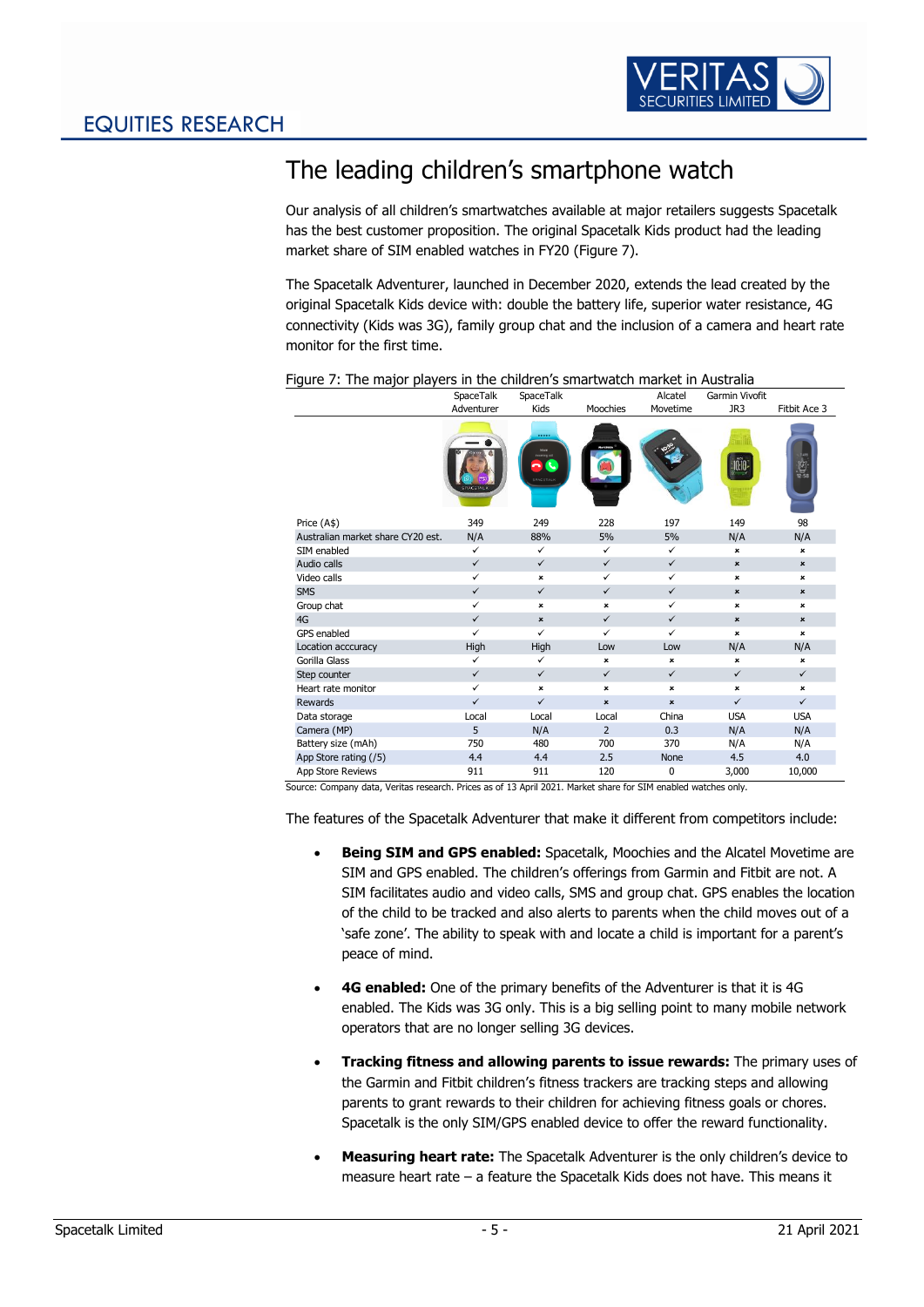# The leading children's smartphone watch

Our analysis of all children's smartwatches available at major retailers suggests Spacetalk has the best customer proposition. The original Spacetalk Kids product had the leading market share of SIM enabled watches in FY20 (Figure 7).

The Spacetalk Adventurer, launched in December 2020, extends the lead created by the original Spacetalk Kids device with: double the battery life, superior water resistance, 4G connectivity (Kids was 3G), family group chat and the inclusion of a camera and heart rate monitor for the first time.

Figure 7: The major players in the children's smartwatch market in Australia

| | SpaceTalk Adventurer | SpaceTalk Kids | Moochies | Alcatel Movetime | Garmin Vivofit JR3 | Fitbit Ace 3 |
|---|---|---|---|---|---|---|
| Price (A$) | 349 | 249 | 228 | 197 | 149 | 98 |
| Australian market share CY20 est. | N/A | 88% | 5% | 5% | N/A | N/A |
| SIM enabled | ✓ | ✓ | ✓ | ✓ | × | × |
| Audio calls | ✓ | ✓ | ✓ | ✓ | × | × |
| Video calls | ✓ | × | ✓ | ✓ | × | × |
| SMS | ✓ | ✓ | ✓ | ✓ | × | × |
| Group chat | ✓ | × | × | ✓ | × | × |
| 4G | ✓ | × | ✓ | ✓ | × | × |
| GPS enabled | ✓ | ✓ | ✓ | ✓ | × | × |
| Location acccuracy | High | High | Low | Low | N/A | N/A |
| Gorilla Glass | ✓ | ✓ | × | × | × | × |
| Step counter | ✓ | ✓ | ✓ | ✓ | ✓ | ✓ |
| Heart rate monitor | ✓ | × | × | × | × | × |
| Rewards | ✓ | ✓ | × | × | ✓ | ✓ |
| Data storage | Local | Local | Local | China | USA | USA |
| Camera (MP) | 5 | N/A | 2 | 0.3 | N/A | N/A |
| Battery size (mAh) | 750 | 480 | 700 | 370 | N/A | N/A |
| App Store rating (/5) | 4.4 | 4.4 | 2.5 | None | 4.5 | 4.0 |
| App Store Reviews | 911 | 911 | 120 | 0 | 3,000 | 10,000 |

Source: Company data, Veritas research. Prices as of 13 April 2021. Market share for SIM enabled watches only.

The features of the Spacetalk Adventurer that make it different from competitors include:

- **Being SIM and GPS enabled:** Spacetalk, Moochies and the Alcatel Movetime are SIM and GPS enabled. The children's offerings from Garmin and Fitbit are not. A SIM facilitates audio and video calls, SMS and group chat. GPS enables the location of the child to be tracked and also alerts to parents when the child moves out of a 'safe zone'. The ability to speak with and locate a child is important for a parent's peace of mind.
- **4G enabled:** One of the primary benefits of the Adventurer is that it is 4G enabled. The Kids was 3G only. This is a big selling point to many mobile network operators that are no longer selling 3G devices.
- **Tracking fitness and allowing parents to issue rewards:** The primary uses of the Garmin and Fitbit children's fitness trackers are tracking steps and allowing parents to grant rewards to their children for achieving fitness goals or chores. Spacetalk is the only SIM/GPS enabled device to offer the reward functionality.
- **Measuring heart rate:** The Spacetalk Adventurer is the only children's device to measure heart rate – a feature the Spacetalk Kids does not have. This means it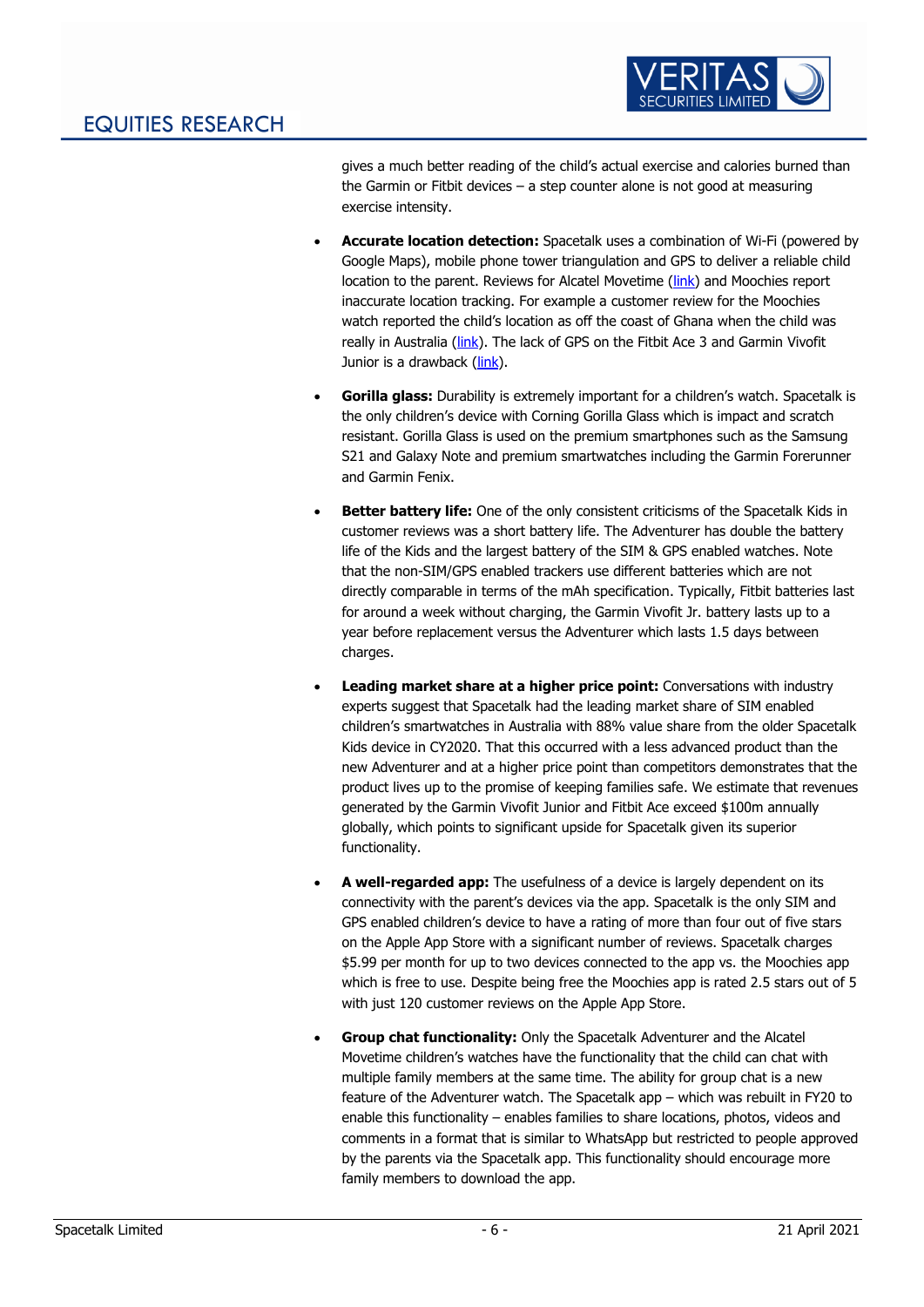gives a much better reading of the child's actual exercise and calories burned than the Garmin or Fitbit devices – a step counter alone is not good at measuring exercise intensity.

- **Accurate location detection:** Spacetalk uses a combination of Wi-Fi (powered by Google Maps), mobile phone tower triangulation and GPS to deliver a reliable child location to the parent. Reviews for Alcatel Movetime (link) and Moochies report inaccurate location tracking. For example a customer review for the Moochies watch reported the child's location as off the coast of Ghana when the child was really in Australia (link). The lack of GPS on the Fitbit Ace 3 and Garmin Vivofit Junior is a drawback (link).

- **Gorilla glass:** Durability is extremely important for a children's watch. Spacetalk is the only children's device with Corning Gorilla Glass which is impact and scratch resistant. Gorilla Glass is used on the premium smartphones such as the Samsung S21 and Galaxy Note and premium smartwatches including the Garmin Forerunner and Garmin Fenix.

- **Better battery life:** One of the only consistent criticisms of the Spacetalk Kids in customer reviews was a short battery life. The Adventurer has double the battery life of the Kids and the largest battery of the SIM & GPS enabled watches. Note that the non-SIM/GPS enabled trackers use different batteries which are not directly comparable in terms of the mAh specification. Typically, Fitbit batteries last for around a week without charging, the Garmin Vivofit Jr. battery lasts up to a year before replacement versus the Adventurer which lasts 1.5 days between charges.

- **Leading market share at a higher price point:** Conversations with industry experts suggest that Spacetalk had the leading market share of SIM enabled children's smartwatches in Australia with 88% value share from the older Spacetalk Kids device in CY2020. That this occurred with a less advanced product than the new Adventurer and at a higher price point than competitors demonstrates that the product lives up to the promise of keeping families safe. We estimate that revenues generated by the Garmin Vivofit Junior and Fitbit Ace exceed $100m annually globally, which points to significant upside for Spacetalk given its superior functionality.

- **A well-regarded app:** The usefulness of a device is largely dependent on its connectivity with the parent's devices via the app. Spacetalk is the only SIM and GPS enabled children's device to have a rating of more than four out of five stars on the Apple App Store with a significant number of reviews. Spacetalk charges $5.99 per month for up to two devices connected to the app vs. the Moochies app which is free to use. Despite being free the Moochies app is rated 2.5 stars out of 5 with just 120 customer reviews on the Apple App Store.

- **Group chat functionality:** Only the Spacetalk Adventurer and the Alcatel Movetime children's watches have the functionality that the child can chat with multiple family members at the same time. The ability for group chat is a new feature of the Adventurer watch. The Spacetalk app – which was rebuilt in FY20 to enable this functionality – enables families to share locations, photos, videos and comments in a format that is similar to WhatsApp but restricted to people approved by the parents via the Spacetalk app. This functionality should encourage more family members to download the app.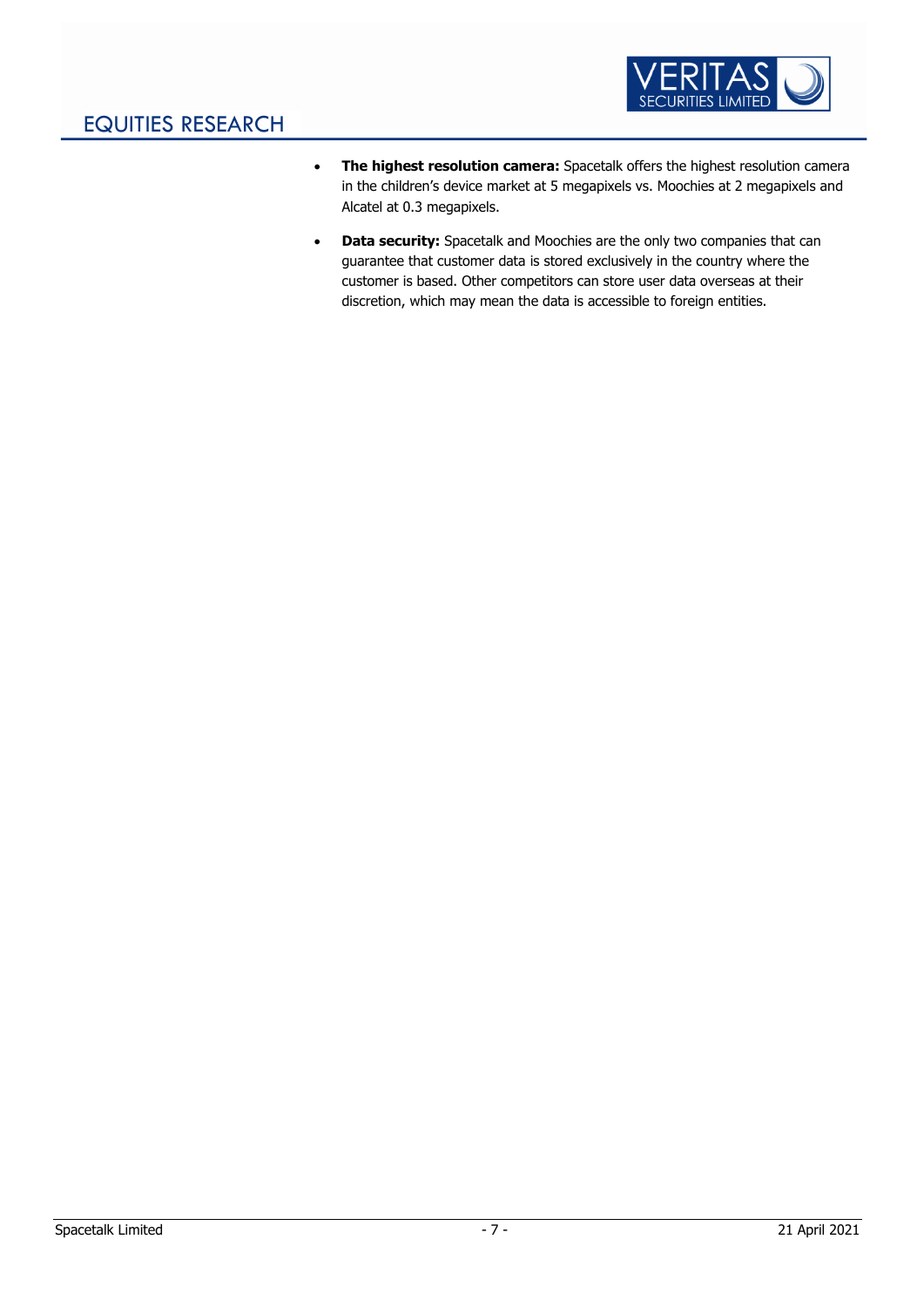- **The highest resolution camera:** Spacetalk offers the highest resolution camera in the children's device market at 5 megapixels vs. Moochies at 2 megapixels and Alcatel at 0.3 megapixels.
- **Data security:** Spacetalk and Moochies are the only two companies that can guarantee that customer data is stored exclusively in the country where the customer is based. Other competitors can store user data overseas at their discretion, which may mean the data is accessible to foreign entities.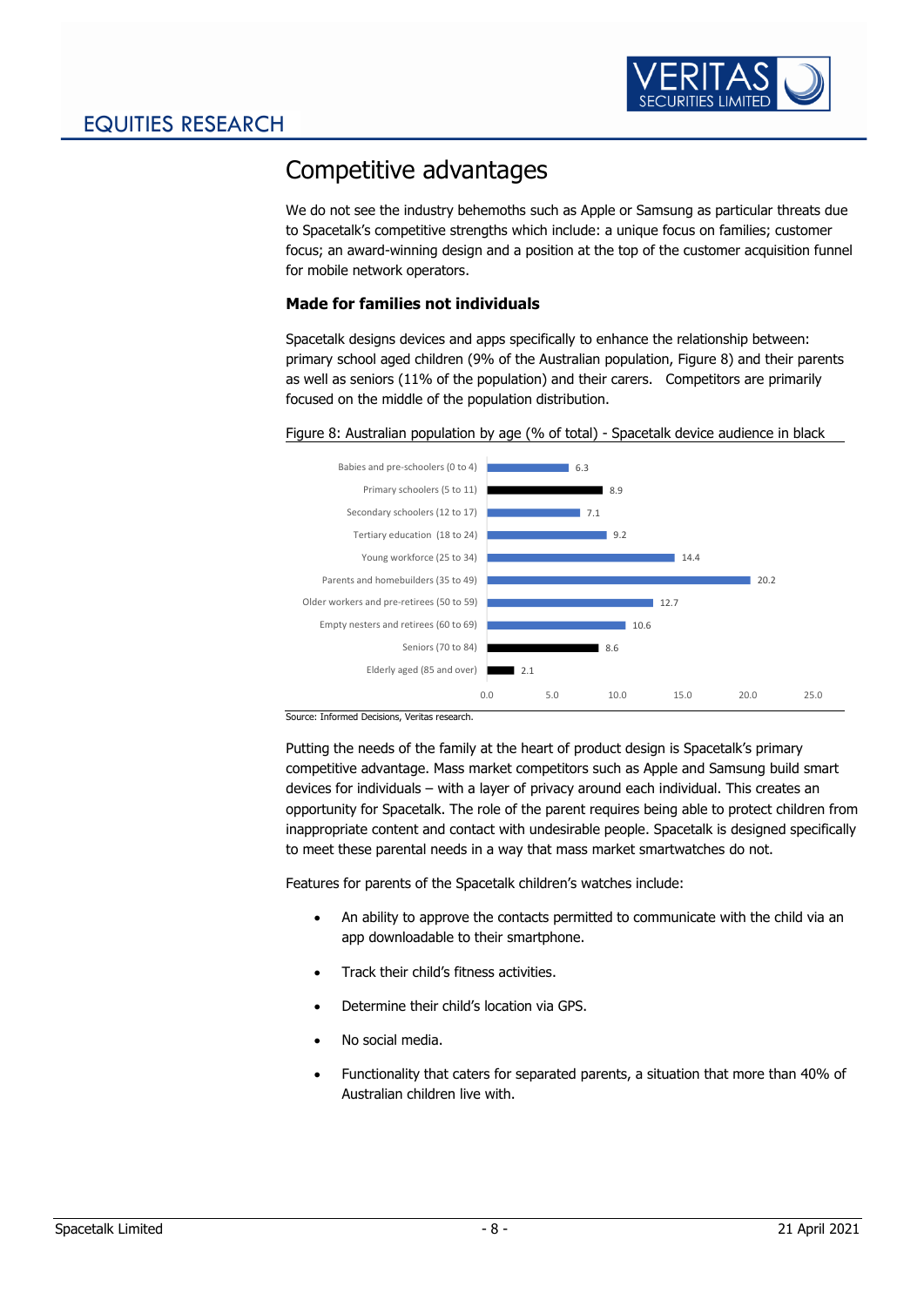## Competitive advantages

We do not see the industry behemoths such as Apple or Samsung as particular threats due to Spacetalk's competitive strengths which include: a unique focus on families; customer focus; an award-winning design and a position at the top of the customer acquisition funnel for mobile network operators.

### Made for families not individuals

Spacetalk designs devices and apps specifically to enhance the relationship between: primary school aged children (9% of the Australian population, Figure 8) and their parents as well as seniors (11% of the population) and their carers. Competitors are primarily focused on the middle of the population distribution.

Figure 8: Australian population by age (% of total) - Spacetalk device audience in black

| Age group | % of total |
|---|---|
| Babies and pre-schoolers (0 to 4) | 6.3 |
| Primary schoolers (5 to 11) | 8.9 |
| Secondary schoolers (12 to 17) | 7.1 |
| Tertiary education (18 to 24) | 9.2 |
| Young workforce (25 to 34) | 14.4 |
| Parents and homebuilders (35 to 49) | 20.2 |
| Older workers and pre-retirees (50 to 59) | 12.7 |
| Empty nesters and retirees (60 to 69) | 10.6 |
| Seniors (70 to 84) | 8.6 |
| Elderly aged (85 and over) | 2.1 |

Source: Informed Decisions, Veritas research.

Putting the needs of the family at the heart of product design is Spacetalk's primary competitive advantage. Mass market competitors such as Apple and Samsung build smart devices for individuals – with a layer of privacy around each individual. This creates an opportunity for Spacetalk. The role of the parent requires being able to protect children from inappropriate content and contact with undesirable people. Spacetalk is designed specifically to meet these parental needs in a way that mass market smartwatches do not.

Features for parents of the Spacetalk children's watches include:

- An ability to approve the contacts permitted to communicate with the child via an app downloadable to their smartphone.
- Track their child's fitness activities.
- Determine their child's location via GPS.
- No social media.
- Functionality that caters for separated parents, a situation that more than 40% of Australian children live with.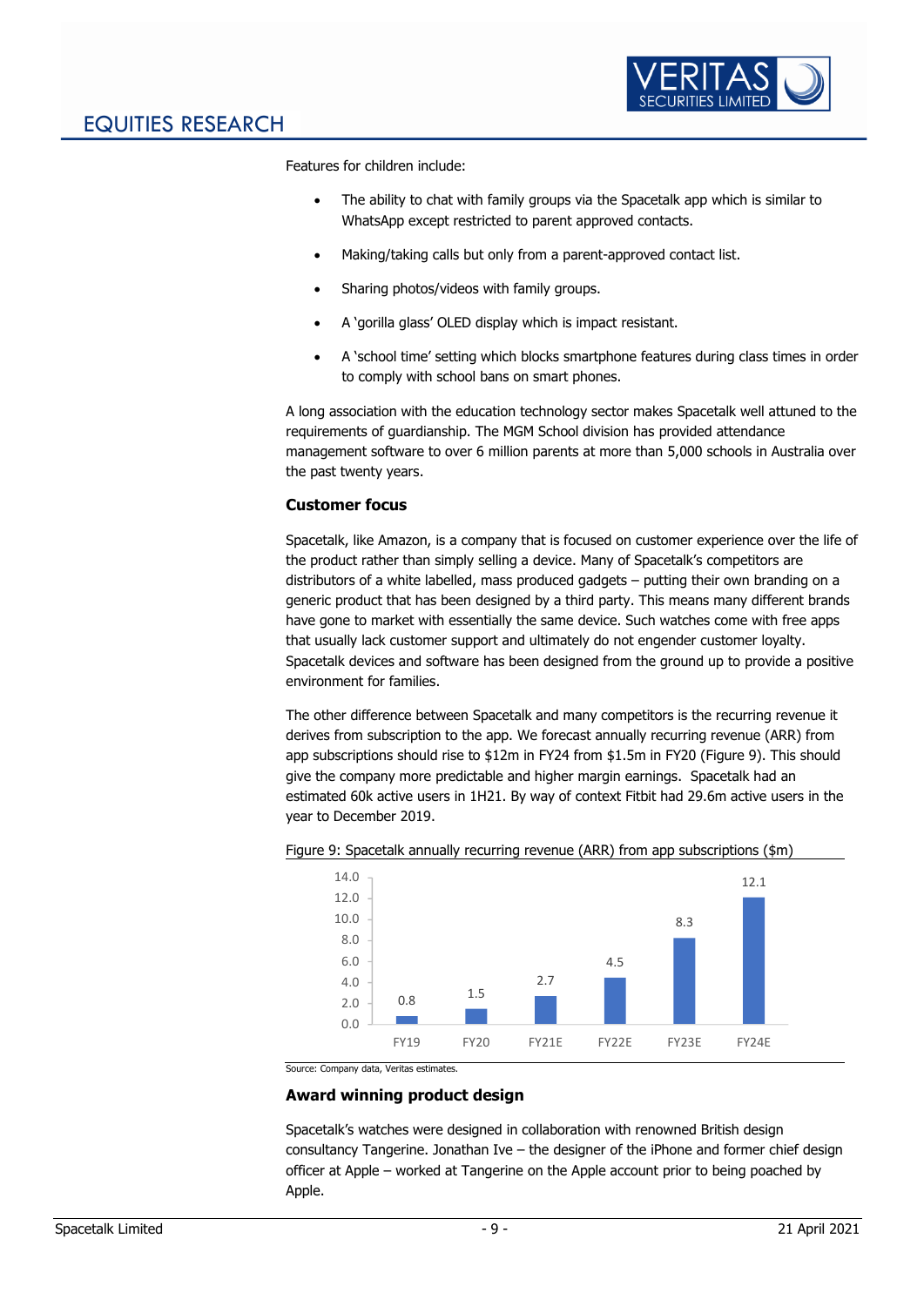Features for children include:

- The ability to chat with family groups via the Spacetalk app which is similar to WhatsApp except restricted to parent approved contacts.
- Making/taking calls but only from a parent-approved contact list.
- Sharing photos/videos with family groups.
- A 'gorilla glass' OLED display which is impact resistant.
- A 'school time' setting which blocks smartphone features during class times in order to comply with school bans on smart phones.

A long association with the education technology sector makes Spacetalk well attuned to the requirements of guardianship. The MGM School division has provided attendance management software to over 6 million parents at more than 5,000 schools in Australia over the past twenty years.

### Customer focus

Spacetalk, like Amazon, is a company that is focused on customer experience over the life of the product rather than simply selling a device. Many of Spacetalk's competitors are distributors of a white labelled, mass produced gadgets – putting their own branding on a generic product that has been designed by a third party. This means many different brands have gone to market with essentially the same device. Such watches come with free apps that usually lack customer support and ultimately do not engender customer loyalty. Spacetalk devices and software has been designed from the ground up to provide a positive environment for families.

The other difference between Spacetalk and many competitors is the recurring revenue it derives from subscription to the app. We forecast annually recurring revenue (ARR) from app subscriptions should rise to $12m in FY24 from $1.5m in FY20 (Figure 9). This should give the company more predictable and higher margin earnings. Spacetalk had an estimated 60k active users in 1H21. By way of context Fitbit had 29.6m active users in the year to December 2019.

Figure 9: Spacetalk annually recurring revenue (ARR) from app subscriptions ($m)

| | FY19 | FY20 | FY21E | FY22E | FY23E | FY24E |
|---|---|---|---|---|---|---|
| ARR ($m) | 0.8 | 1.5 | 2.7 | 4.5 | 8.3 | 12.1 |

Source: Company data, Veritas estimates.

### Award winning product design

Spacetalk's watches were designed in collaboration with renowned British design consultancy Tangerine. Jonathan Ive – the designer of the iPhone and former chief design officer at Apple – worked at Tangerine on the Apple account prior to being poached by Apple.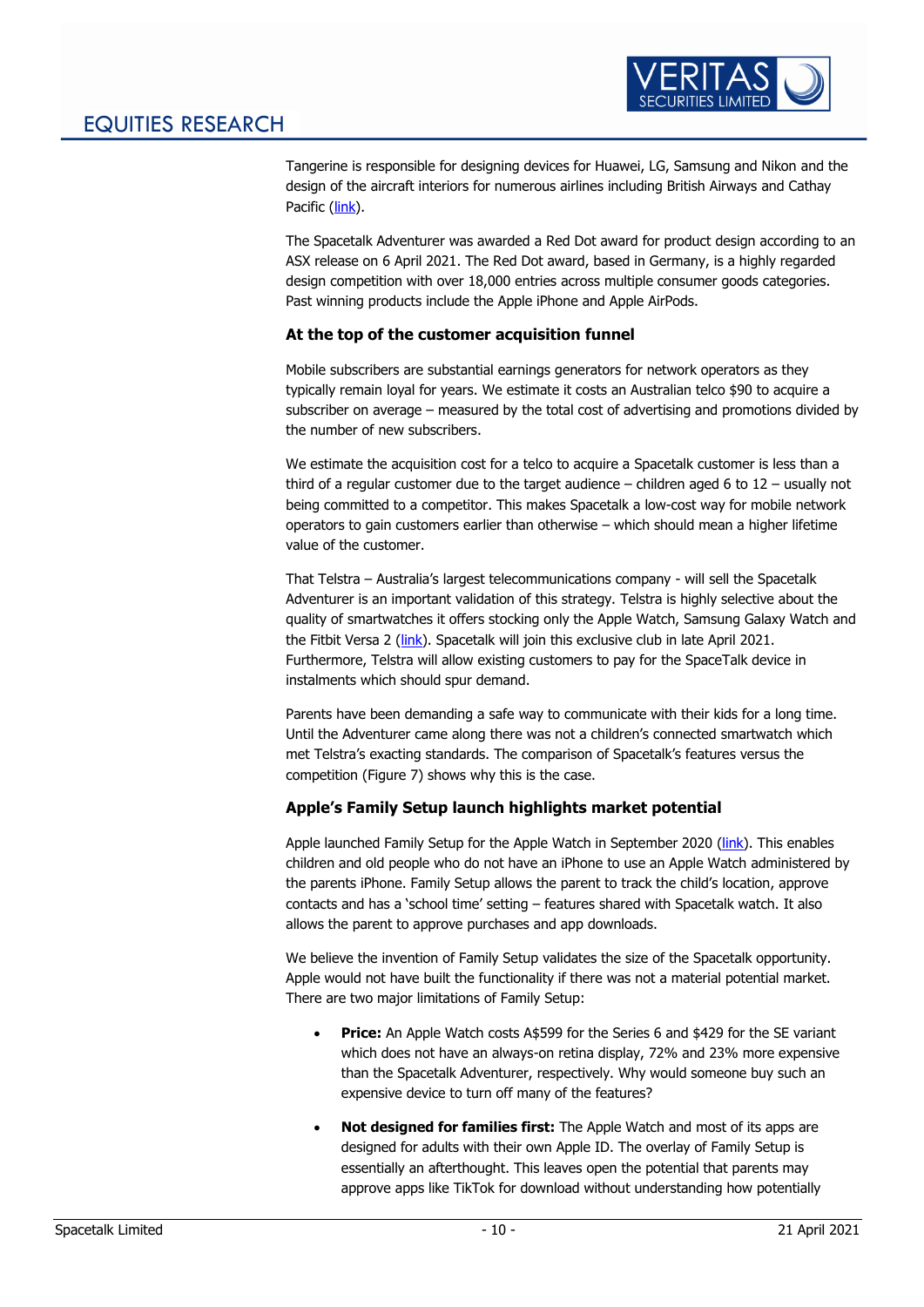Tangerine is responsible for designing devices for Huawei, LG, Samsung and Nikon and the design of the aircraft interiors for numerous airlines including British Airways and Cathay Pacific (link).

The Spacetalk Adventurer was awarded a Red Dot award for product design according to an ASX release on 6 April 2021. The Red Dot award, based in Germany, is a highly regarded design competition with over 18,000 entries across multiple consumer goods categories. Past winning products include the Apple iPhone and Apple AirPods.

### At the top of the customer acquisition funnel

Mobile subscribers are substantial earnings generators for network operators as they typically remain loyal for years. We estimate it costs an Australian telco $90 to acquire a subscriber on average – measured by the total cost of advertising and promotions divided by the number of new subscribers.

We estimate the acquisition cost for a telco to acquire a Spacetalk customer is less than a third of a regular customer due to the target audience – children aged 6 to 12 – usually not being committed to a competitor. This makes Spacetalk a low-cost way for mobile network operators to gain customers earlier than otherwise – which should mean a higher lifetime value of the customer.

That Telstra – Australia's largest telecommunications company - will sell the Spacetalk Adventurer is an important validation of this strategy. Telstra is highly selective about the quality of smartwatches it offers stocking only the Apple Watch, Samsung Galaxy Watch and the Fitbit Versa 2 (link). Spacetalk will join this exclusive club in late April 2021. Furthermore, Telstra will allow existing customers to pay for the SpaceTalk device in instalments which should spur demand.

Parents have been demanding a safe way to communicate with their kids for a long time. Until the Adventurer came along there was not a children's connected smartwatch which met Telstra's exacting standards. The comparison of Spacetalk's features versus the competition (Figure 7) shows why this is the case.

### Apple's Family Setup launch highlights market potential

Apple launched Family Setup for the Apple Watch in September 2020 (link). This enables children and old people who do not have an iPhone to use an Apple Watch administered by the parents iPhone. Family Setup allows the parent to track the child's location, approve contacts and has a 'school time' setting – features shared with Spacetalk watch. It also allows the parent to approve purchases and app downloads.

We believe the invention of Family Setup validates the size of the Spacetalk opportunity. Apple would not have built the functionality if there was not a material potential market. There are two major limitations of Family Setup:

- **Price:** An Apple Watch costs A$599 for the Series 6 and $429 for the SE variant which does not have an always-on retina display, 72% and 23% more expensive than the Spacetalk Adventurer, respectively. Why would someone buy such an expensive device to turn off many of the features?
- **Not designed for families first:** The Apple Watch and most of its apps are designed for adults with their own Apple ID. The overlay of Family Setup is essentially an afterthought. This leaves open the potential that parents may approve apps like TikTok for download without understanding how potentially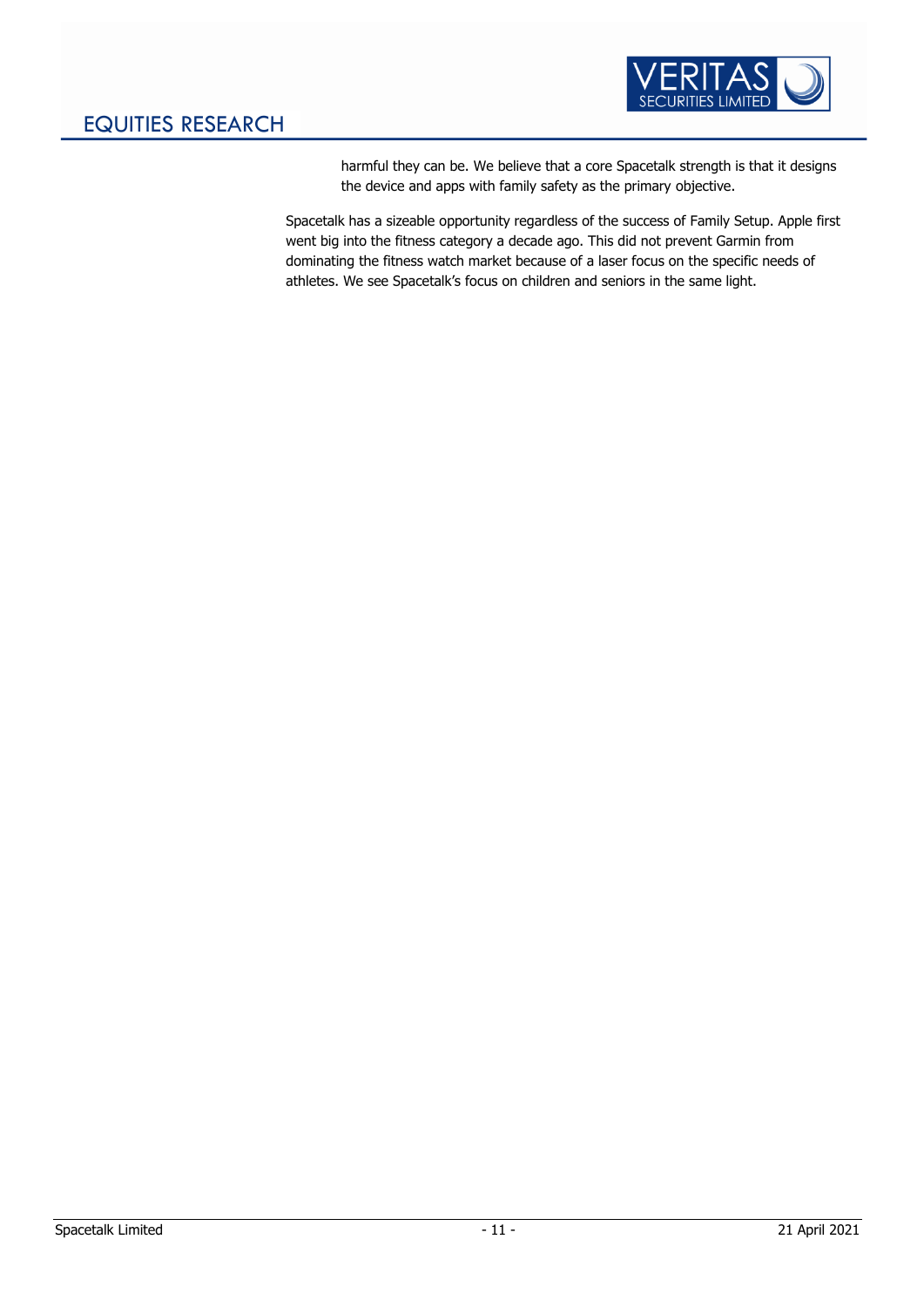harmful they can be. We believe that a core Spacetalk strength is that it designs the device and apps with family safety as the primary objective.

Spacetalk has a sizeable opportunity regardless of the success of Family Setup. Apple first went big into the fitness category a decade ago. This did not prevent Garmin from dominating the fitness watch market because of a laser focus on the specific needs of athletes. We see Spacetalk's focus on children and seniors in the same light.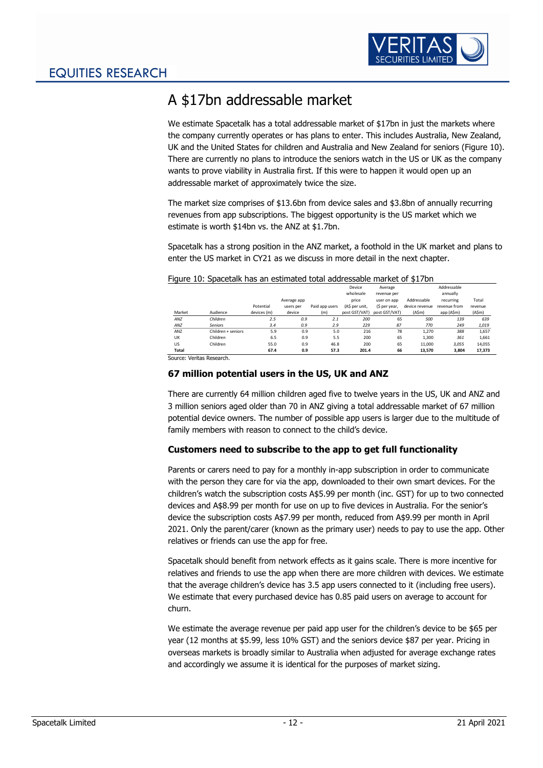# A $17bn addressable market

We estimate Spacetalk has a total addressable market of $17bn in just the markets where the company currently operates or has plans to enter. This includes Australia, New Zealand, UK and the United States for children and Australia and New Zealand for seniors (Figure 10). There are currently no plans to introduce the seniors watch in the US or UK as the company wants to prove viability in Australia first. If this were to happen it would open up an addressable market of approximately twice the size.

The market size comprises of $13.6bn from device sales and $3.8bn of annually recurring revenues from app subscriptions. The biggest opportunity is the US market which we estimate is worth $14bn vs. the ANZ at $1.7bn.

Spacetalk has a strong position in the ANZ market, a foothold in the UK market and plans to enter the US market in CY21 as we discuss in more detail in the next chapter.

Figure 10: Spacetalk has an estimated total addressable market of $17bn

| Market | Audience | Potential devices (m) | Average app users per device | Paid app users (m) | Device wholesale price (A$ per unit, post GST/VAT) | Average revenue per user on app ($ per year, post GST/VAT) | Addressable device revenue (A$m) | Addressable annually recurring revenue from app (A$m) | Total revenue (A$m) |
|---|---|---|---|---|---|---|---|---|---|
| *ANZ* | *Children* | *2.5* | *0.9* | *2.1* | *200* | *65* | *500* | *139* | *639* |
| *ANZ* | *Seniors* | *3.4* | *0.9* | *2.9* | *229* | *87* | *770* | *249* | *1,019* |
| ANZ | Children + seniors | 5.9 | 0.9 | 5.0 | 216 | 78 | 1,270 | 388 | 1,657 |
| UK | Children | 6.5 | 0.9 | 5.5 | 200 | 65 | 1,300 | 361 | 1,661 |
| US | Children | 55.0 | 0.9 | 46.8 | 200 | 65 | 11,000 | 3,055 | 14,055 |
| **Total** | | **67.4** | **0.9** | **57.3** | **201.4** | **66** | **13,570** | **3,804** | **17,373** |

Source: Veritas Research.

### 67 million potential users in the US, UK and ANZ

There are currently 64 million children aged five to twelve years in the US, UK and ANZ and 3 million seniors aged older than 70 in ANZ giving a total addressable market of 67 million potential device owners. The number of possible app users is larger due to the multitude of family members with reason to connect to the child's device.

### Customers need to subscribe to the app to get full functionality

Parents or carers need to pay for a monthly in-app subscription in order to communicate with the person they care for via the app, downloaded to their own smart devices. For the children's watch the subscription costs A$5.99 per month (inc. GST) for up to two connected devices and A$8.99 per month for use on up to five devices in Australia. For the senior's device the subscription costs A$7.99 per month, reduced from A$9.99 per month in April 2021. Only the parent/carer (known as the primary user) needs to pay to use the app. Other relatives or friends can use the app for free.

Spacetalk should benefit from network effects as it gains scale. There is more incentive for relatives and friends to use the app when there are more children with devices. We estimate that the average children's device has 3.5 app users connected to it (including free users). We estimate that every purchased device has 0.85 paid users on average to account for churn.

We estimate the average revenue per paid app user for the children's device to be $65 per year (12 months at $5.99, less 10% GST) and the seniors device $87 per year. Pricing in overseas markets is broadly similar to Australia when adjusted for average exchange rates and accordingly we assume it is identical for the purposes of market sizing.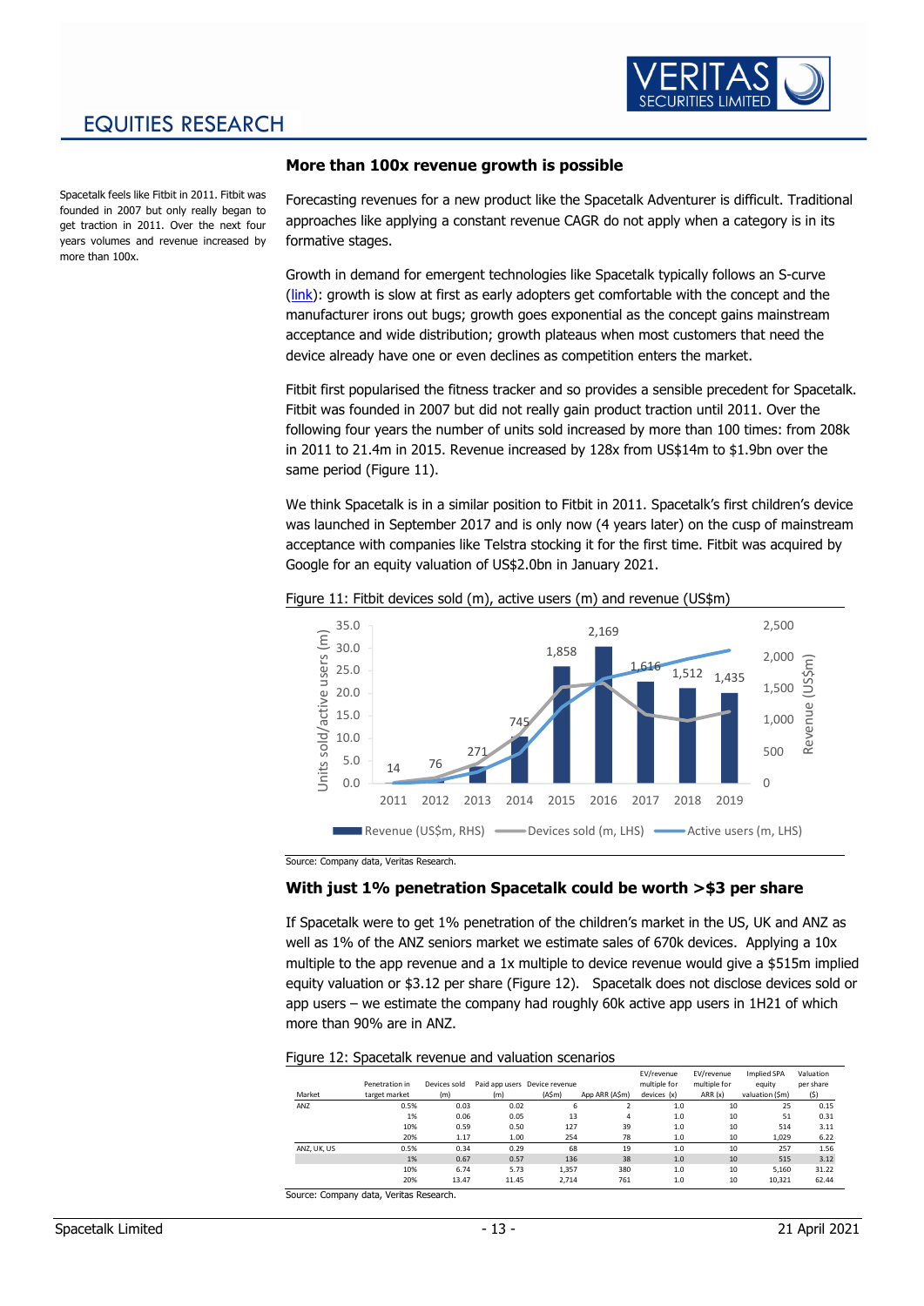## More than 100x revenue growth is possible

Spacetalk feels like Fitbit in 2011. Fitbit was founded in 2007 but only really began to get traction in 2011. Over the next four years volumes and revenue increased by more than 100x.

Forecasting revenues for a new product like the Spacetalk Adventurer is difficult. Traditional approaches like applying a constant revenue CAGR do not apply when a category is in its formative stages.

Growth in demand for emergent technologies like Spacetalk typically follows an S-curve (link): growth is slow at first as early adopters get comfortable with the concept and the manufacturer irons out bugs; growth goes exponential as the concept gains mainstream acceptance and wide distribution; growth plateaus when most customers that need the device already have one or even declines as competition enters the market.

Fitbit first popularised the fitness tracker and so provides a sensible precedent for Spacetalk. Fitbit was founded in 2007 but did not really gain product traction until 2011. Over the following four years the number of units sold increased by more than 100 times: from 208k in 2011 to 21.4m in 2015. Revenue increased by 128x from US$14m to $1.9bn over the same period (Figure 11).

We think Spacetalk is in a similar position to Fitbit in 2011. Spacetalk's first children's device was launched in September 2017 and is only now (4 years later) on the cusp of mainstream acceptance with companies like Telstra stocking it for the first time. Fitbit was acquired by Google for an equity valuation of US$2.0bn in January 2021.

Figure 11: Fitbit devices sold (m), active users (m) and revenue (US$m)

| | 2011 | 2012 | 2013 | 2014 | 2015 | 2016 | 2017 | 2018 | 2019 |
|---|---|---|---|---|---|---|---|---|---|
| Revenue (US$m, RHS) | 14 | 76 | 271 | 745 | 1,858 | 2,169 | 1,616 | 1,512 | 1,435 |

Source: Company data, Veritas Research.

## With just 1% penetration Spacetalk could be worth >$3 per share

If Spacetalk were to get 1% penetration of the children's market in the US, UK and ANZ as well as 1% of the ANZ seniors market we estimate sales of 670k devices. Applying a 10x multiple to the app revenue and a 1x multiple to device revenue would give a $515m implied equity valuation or $3.12 per share (Figure 12). Spacetalk does not disclose devices sold or app users – we estimate the company had roughly 60k active app users in 1H21 of which more than 90% are in ANZ.

Figure 12: Spacetalk revenue and valuation scenarios

| Market | Penetration in target market | Devices sold (m) | Paid app users (m) | Device revenue (A$m) | App ARR (A$m) | EV/revenue multiple for devices (x) | EV/revenue multiple for ARR (x) | Implied SPA equity valuation ($m) | Valuation per share ($) |
|---|---|---|---|---|---|---|---|---|---|
| ANZ | 0.5% | 0.03 | 0.02 | 6 | 2 | 1.0 | 10 | 25 | 0.15 |
| | 1% | 0.06 | 0.05 | 13 | 4 | 1.0 | 10 | 51 | 0.31 |
| | 10% | 0.59 | 0.50 | 127 | 39 | 1.0 | 10 | 514 | 3.11 |
| | 20% | 1.17 | 1.00 | 254 | 78 | 1.0 | 10 | 1,029 | 6.22 |
| ANZ, UK, US | 0.5% | 0.34 | 0.29 | 68 | 19 | 1.0 | 10 | 257 | 1.56 |
| | 1% | 0.67 | 0.57 | 136 | 38 | 1.0 | 10 | 515 | 3.12 |
| | 10% | 6.74 | 5.73 | 1,357 | 380 | 1.0 | 10 | 5,160 | 31.22 |
| | 20% | 13.47 | 11.45 | 2,714 | 761 | 1.0 | 10 | 10,321 | 62.44 |

Source: Company data, Veritas Research.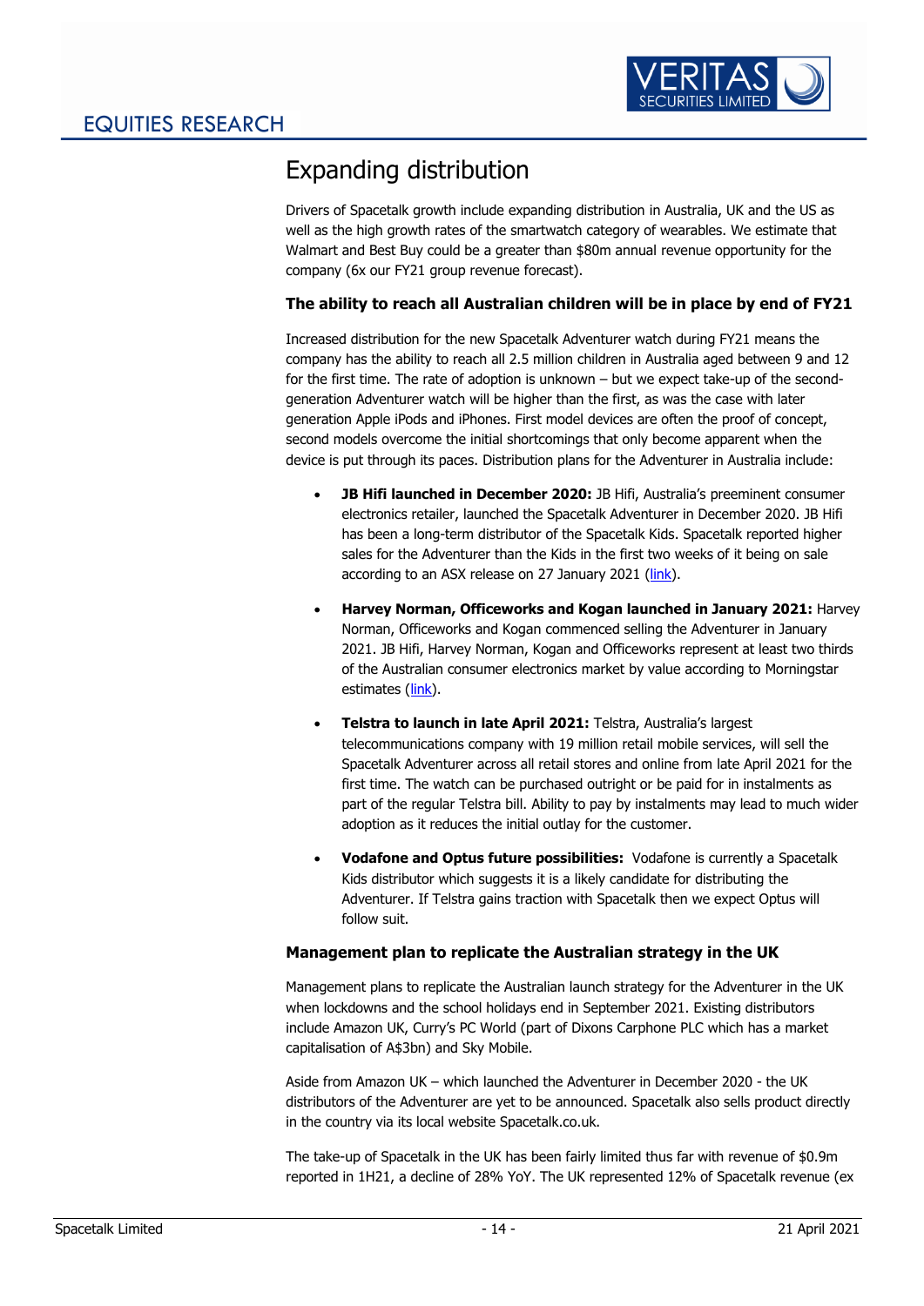# Expanding distribution

Drivers of Spacetalk growth include expanding distribution in Australia, UK and the US as well as the high growth rates of the smartwatch category of wearables. We estimate that Walmart and Best Buy could be a greater than $80m annual revenue opportunity for the company (6x our FY21 group revenue forecast).

### The ability to reach all Australian children will be in place by end of FY21

Increased distribution for the new Spacetalk Adventurer watch during FY21 means the company has the ability to reach all 2.5 million children in Australia aged between 9 and 12 for the first time. The rate of adoption is unknown – but we expect take-up of the second-generation Adventurer watch will be higher than the first, as was the case with later generation Apple iPods and iPhones. First model devices are often the proof of concept, second models overcome the initial shortcomings that only become apparent when the device is put through its paces. Distribution plans for the Adventurer in Australia include:

- **JB Hifi launched in December 2020:** JB Hifi, Australia's preeminent consumer electronics retailer, launched the Spacetalk Adventurer in December 2020. JB Hifi has been a long-term distributor of the Spacetalk Kids. Spacetalk reported higher sales for the Adventurer than the Kids in the first two weeks of it being on sale according to an ASX release on 27 January 2021 (link).
- **Harvey Norman, Officeworks and Kogan launched in January 2021:** Harvey Norman, Officeworks and Kogan commenced selling the Adventurer in January 2021. JB Hifi, Harvey Norman, Kogan and Officeworks represent at least two thirds of the Australian consumer electronics market by value according to Morningstar estimates (link).
- **Telstra to launch in late April 2021:** Telstra, Australia's largest telecommunications company with 19 million retail mobile services, will sell the Spacetalk Adventurer across all retail stores and online from late April 2021 for the first time. The watch can be purchased outright or be paid for in instalments as part of the regular Telstra bill. Ability to pay by instalments may lead to much wider adoption as it reduces the initial outlay for the customer.
- **Vodafone and Optus future possibilities:** Vodafone is currently a Spacetalk Kids distributor which suggests it is a likely candidate for distributing the Adventurer. If Telstra gains traction with Spacetalk then we expect Optus will follow suit.

### Management plan to replicate the Australian strategy in the UK

Management plans to replicate the Australian launch strategy for the Adventurer in the UK when lockdowns and the school holidays end in September 2021. Existing distributors include Amazon UK, Curry's PC World (part of Dixons Carphone PLC which has a market capitalisation of A$3bn) and Sky Mobile.

Aside from Amazon UK – which launched the Adventurer in December 2020 - the UK distributors of the Adventurer are yet to be announced. Spacetalk also sells product directly in the country via its local website Spacetalk.co.uk.

The take-up of Spacetalk in the UK has been fairly limited thus far with revenue of $0.9m reported in 1H21, a decline of 28% YoY. The UK represented 12% of Spacetalk revenue (ex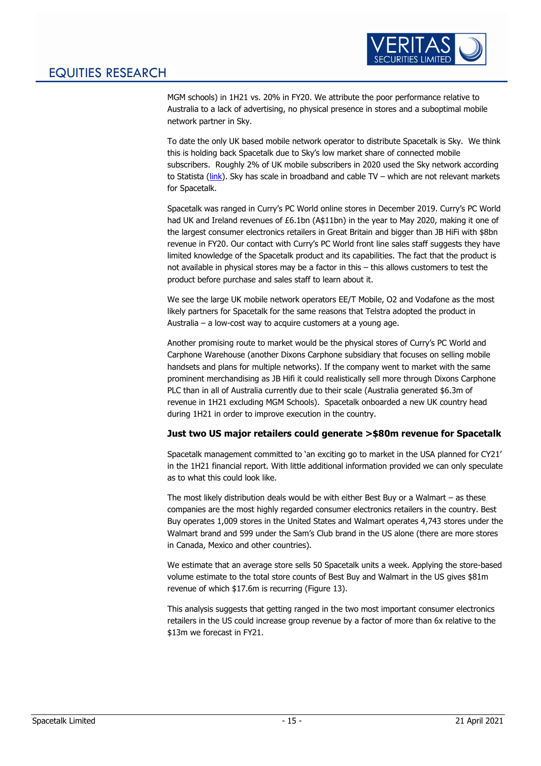MGM schools) in 1H21 vs. 20% in FY20. We attribute the poor performance relative to Australia to a lack of advertising, no physical presence in stores and a suboptimal mobile network partner in Sky.

To date the only UK based mobile network operator to distribute Spacetalk is Sky. We think this is holding back Spacetalk due to Sky's low market share of connected mobile subscribers. Roughly 2% of UK mobile subscribers in 2020 used the Sky network according to Statista (link). Sky has scale in broadband and cable TV – which are not relevant markets for Spacetalk.

Spacetalk was ranged in Curry's PC World online stores in December 2019. Curry's PC World had UK and Ireland revenues of £6.1bn (A$11bn) in the year to May 2020, making it one of the largest consumer electronics retailers in Great Britain and bigger than JB HiFi with $8bn revenue in FY20. Our contact with Curry's PC World front line sales staff suggests they have limited knowledge of the Spacetalk product and its capabilities. The fact that the product is not available in physical stores may be a factor in this – this allows customers to test the product before purchase and sales staff to learn about it.

We see the large UK mobile network operators EE/T Mobile, O2 and Vodafone as the most likely partners for Spacetalk for the same reasons that Telstra adopted the product in Australia – a low-cost way to acquire customers at a young age.

Another promising route to market would be the physical stores of Curry's PC World and Carphone Warehouse (another Dixons Carphone subsidiary that focuses on selling mobile handsets and plans for multiple networks). If the company went to market with the same prominent merchandising as JB Hifi it could realistically sell more through Dixons Carphone PLC than in all of Australia currently due to their scale (Australia generated $6.3m of revenue in 1H21 excluding MGM Schools). Spacetalk onboarded a new UK country head during 1H21 in order to improve execution in the country.

### Just two US major retailers could generate >$80m revenue for Spacetalk

Spacetalk management committed to 'an exciting go to market in the USA planned for CY21' in the 1H21 financial report. With little additional information provided we can only speculate as to what this could look like.

The most likely distribution deals would be with either Best Buy or a Walmart – as these companies are the most highly regarded consumer electronics retailers in the country. Best Buy operates 1,009 stores in the United States and Walmart operates 4,743 stores under the Walmart brand and 599 under the Sam's Club brand in the US alone (there are more stores in Canada, Mexico and other countries).

We estimate that an average store sells 50 Spacetalk units a week. Applying the store-based volume estimate to the total store counts of Best Buy and Walmart in the US gives $81m revenue of which $17.6m is recurring (Figure 13).

This analysis suggests that getting ranged in the two most important consumer electronics retailers in the US could increase group revenue by a factor of more than 6x relative to the $13m we forecast in FY21.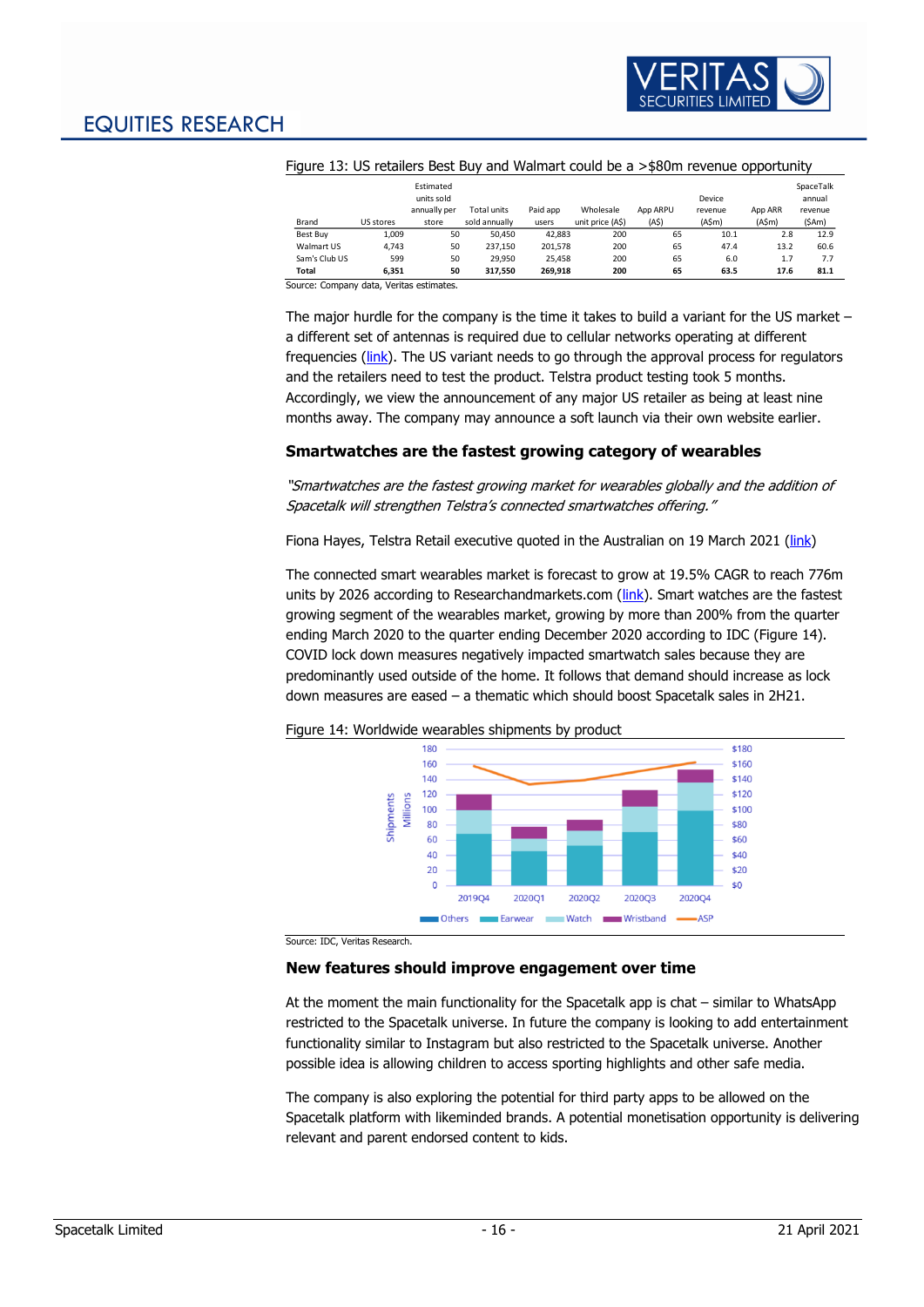Figure 13: US retailers Best Buy and Walmart could be a >$80m revenue opportunity

| Brand | US stores | Estimated units sold annually per store | Total units sold annually | Paid app users | Wholesale unit price (A$) | App ARPU (A$) | Device revenue (A$m) | App ARR (A$m) | SpaceTalk annual revenue ($Am) |
|---|---|---|---|---|---|---|---|---|---|
| Best Buy | 1,009 | 50 | 50,450 | 42,883 | 200 | 65 | 10.1 | 2.8 | 12.9 |
| Walmart US | 4,743 | 50 | 237,150 | 201,578 | 200 | 65 | 47.4 | 13.2 | 60.6 |
| Sam's Club US | 599 | 50 | 29,950 | 25,458 | 200 | 65 | 6.0 | 1.7 | 7.7 |
| **Total** | **6,351** | **50** | **317,550** | **269,918** | **200** | **65** | **63.5** | **17.6** | **81.1** |

Source: Company data, Veritas estimates.

The major hurdle for the company is the time it takes to build a variant for the US market – a different set of antennas is required due to cellular networks operating at different frequencies (link). The US variant needs to go through the approval process for regulators and the retailers need to test the product. Telstra product testing took 5 months. Accordingly, we view the announcement of any major US retailer as being at least nine months away. The company may announce a soft launch via their own website earlier.

## Smartwatches are the fastest growing category of wearables

*"Smartwatches are the fastest growing market for wearables globally and the addition of Spacetalk will strengthen Telstra's connected smartwatches offering."*

Fiona Hayes, Telstra Retail executive quoted in the Australian on 19 March 2021 (link)

The connected smart wearables market is forecast to grow at 19.5% CAGR to reach 776m units by 2026 according to Researchandmarkets.com (link). Smart watches are the fastest growing segment of the wearables market, growing by more than 200% from the quarter ending March 2020 to the quarter ending December 2020 according to IDC (Figure 14). COVID lock down measures negatively impacted smartwatch sales because they are predominantly used outside of the home. It follows that demand should increase as lock down measures are eased – a thematic which should boost Spacetalk sales in 2H21.

Figure 14: Worldwide wearables shipments by product

Source: IDC, Veritas Research.

## New features should improve engagement over time

At the moment the main functionality for the Spacetalk app is chat – similar to WhatsApp restricted to the Spacetalk universe. In future the company is looking to add entertainment functionality similar to Instagram but also restricted to the Spacetalk universe. Another possible idea is allowing children to access sporting highlights and other safe media.

The company is also exploring the potential for third party apps to be allowed on the Spacetalk platform with likeminded brands. A potential monetisation opportunity is delivering relevant and parent endorsed content to kids.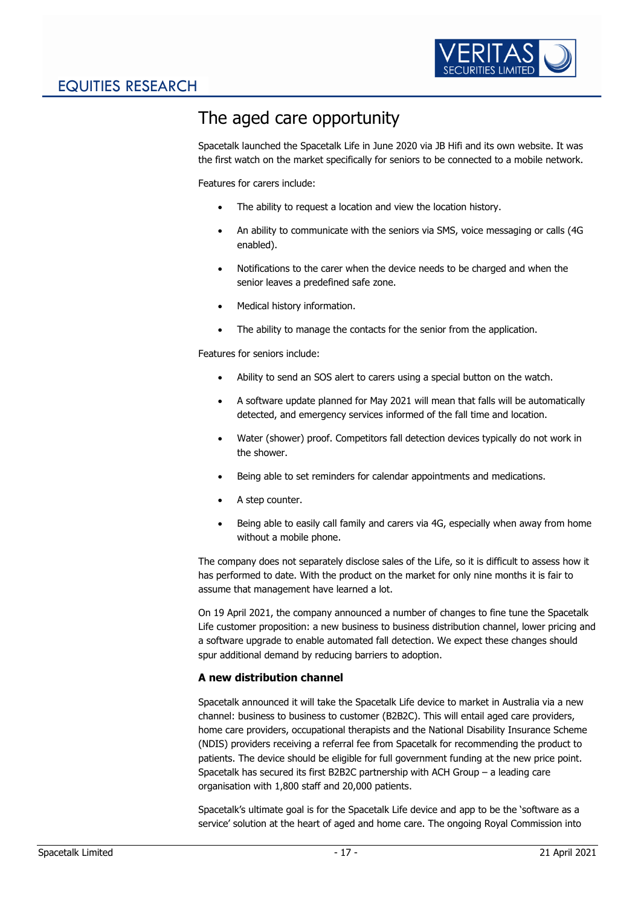# The aged care opportunity

Spacetalk launched the Spacetalk Life in June 2020 via JB Hifi and its own website. It was the first watch on the market specifically for seniors to be connected to a mobile network.

Features for carers include:

- The ability to request a location and view the location history.
- An ability to communicate with the seniors via SMS, voice messaging or calls (4G enabled).
- Notifications to the carer when the device needs to be charged and when the senior leaves a predefined safe zone.
- Medical history information.
- The ability to manage the contacts for the senior from the application.

Features for seniors include:

- Ability to send an SOS alert to carers using a special button on the watch.
- A software update planned for May 2021 will mean that falls will be automatically detected, and emergency services informed of the fall time and location.
- Water (shower) proof. Competitors fall detection devices typically do not work in the shower.
- Being able to set reminders for calendar appointments and medications.
- A step counter.
- Being able to easily call family and carers via 4G, especially when away from home without a mobile phone.

The company does not separately disclose sales of the Life, so it is difficult to assess how it has performed to date. With the product on the market for only nine months it is fair to assume that management have learned a lot.

On 19 April 2021, the company announced a number of changes to fine tune the Spacetalk Life customer proposition: a new business to business distribution channel, lower pricing and a software upgrade to enable automated fall detection. We expect these changes should spur additional demand by reducing barriers to adoption.

### A new distribution channel

Spacetalk announced it will take the Spacetalk Life device to market in Australia via a new channel: business to business to customer (B2B2C). This will entail aged care providers, home care providers, occupational therapists and the National Disability Insurance Scheme (NDIS) providers receiving a referral fee from Spacetalk for recommending the product to patients. The device should be eligible for full government funding at the new price point. Spacetalk has secured its first B2B2C partnership with ACH Group – a leading care organisation with 1,800 staff and 20,000 patients.

Spacetalk's ultimate goal is for the Spacetalk Life device and app to be the 'software as a service' solution at the heart of aged and home care. The ongoing Royal Commission into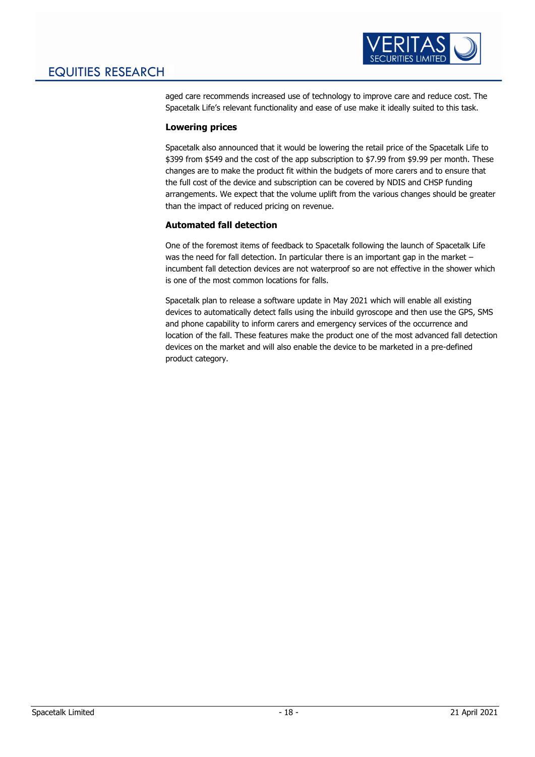aged care recommends increased use of technology to improve care and reduce cost. The Spacetalk Life's relevant functionality and ease of use make it ideally suited to this task.

### Lowering prices

Spacetalk also announced that it would be lowering the retail price of the Spacetalk Life to $399 from $549 and the cost of the app subscription to $7.99 from $9.99 per month. These changes are to make the product fit within the budgets of more carers and to ensure that the full cost of the device and subscription can be covered by NDIS and CHSP funding arrangements. We expect that the volume uplift from the various changes should be greater than the impact of reduced pricing on revenue.

### Automated fall detection

One of the foremost items of feedback to Spacetalk following the launch of Spacetalk Life was the need for fall detection. In particular there is an important gap in the market – incumbent fall detection devices are not waterproof so are not effective in the shower which is one of the most common locations for falls.

Spacetalk plan to release a software update in May 2021 which will enable all existing devices to automatically detect falls using the inbuild gyroscope and then use the GPS, SMS and phone capability to inform carers and emergency services of the occurrence and location of the fall. These features make the product one of the most advanced fall detection devices on the market and will also enable the device to be marketed in a pre-defined product category.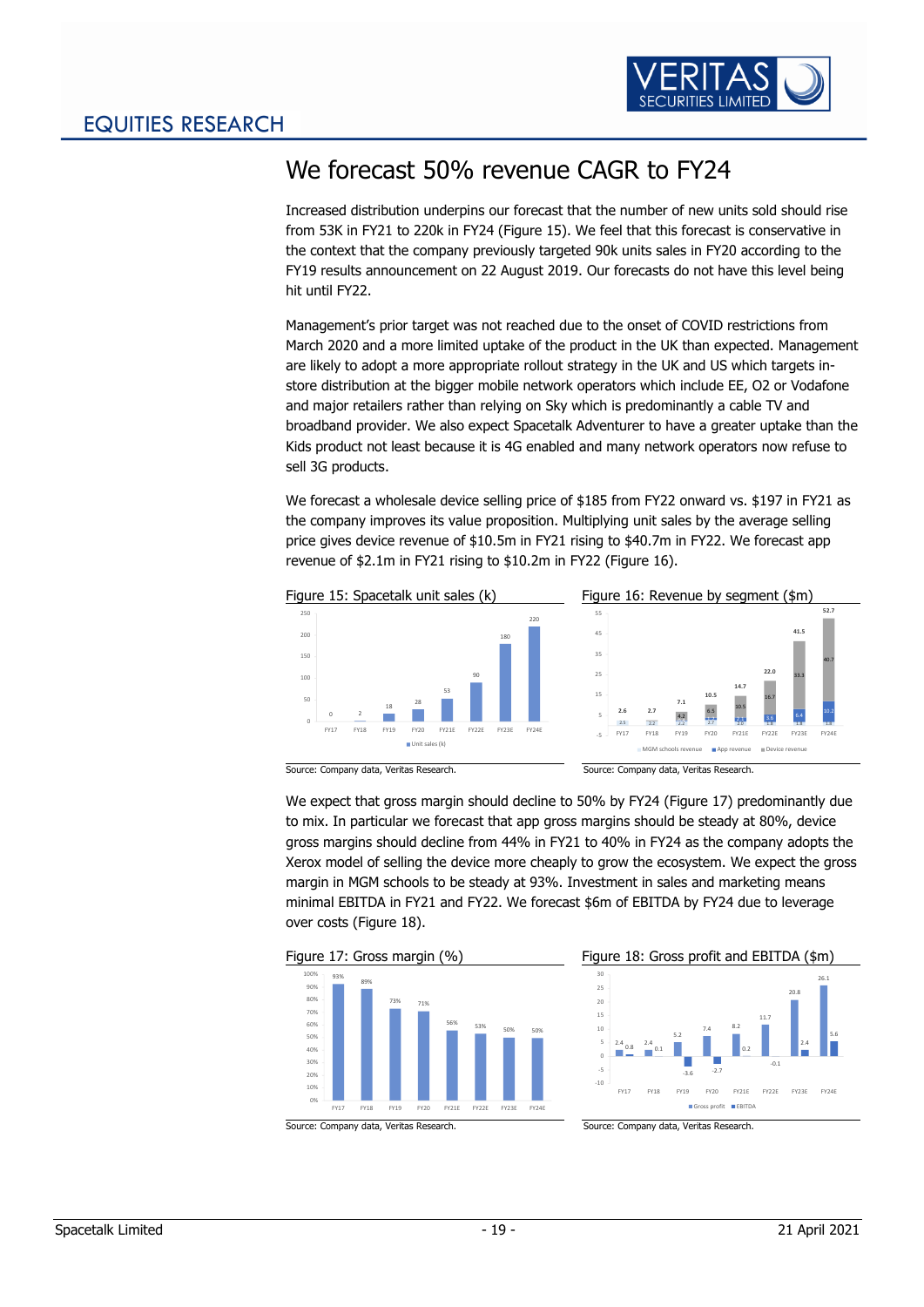# We forecast 50% revenue CAGR to FY24

Increased distribution underpins our forecast that the number of new units sold should rise from 53K in FY21 to 220k in FY24 (Figure 15). We feel that this forecast is conservative in the context that the company previously targeted 90k units sales in FY20 according to the FY19 results announcement on 22 August 2019. Our forecasts do not have this level being hit until FY22.

Management's prior target was not reached due to the onset of COVID restrictions from March 2020 and a more limited uptake of the product in the UK than expected. Management are likely to adopt a more appropriate rollout strategy in the UK and US which targets in-store distribution at the bigger mobile network operators which include EE, O2 or Vodafone and major retailers rather than relying on Sky which is predominantly a cable TV and broadband provider. We also expect Spacetalk Adventurer to have a greater uptake than the Kids product not least because it is 4G enabled and many network operators now refuse to sell 3G products.

We forecast a wholesale device selling price of $185 from FY22 onward vs. $197 in FY21 as the company improves its value proposition. Multiplying unit sales by the average selling price gives device revenue of $10.5m in FY21 rising to $40.7m in FY22. We forecast app revenue of $2.1m in FY21 rising to $10.2m in FY22 (Figure 16).

Figure 15: Spacetalk unit sales (k)

| | FY17 | FY18 | FY19 | FY20 | FY21E | FY22E | FY23E | FY24E |
|---|---|---|---|---|---|---|---|---|
| Unit sales (k) | 0 | 2 | 18 | 28 | 53 | 90 | 180 | 220 |

Source: Company data, Veritas Research.

Figure 16: Revenue by segment ($m)

| | FY17 | FY18 | FY19 | FY20 | FY21E | FY22E | FY23E | FY24E |
|---|---|---|---|---|---|---|---|---|
| Total | 2.6 | 2.7 | 7.1 | 10.5 | 14.7 | 22.0 | 41.5 | 52.7 |
| MGM schools revenue | 2.5 | 2.2 | 2.2 | 2.7 | 2.0 | 1.8 | 1.8 | 1.8 |
| App revenue | | | | | | 3.6 | 6.4 | 10.2 |
| Device revenue | | | 4.2 | 6.5 | 10.5 | 16.7 | 33.3 | 40.7 |

Source: Company data, Veritas Research.

We expect that gross margin should decline to 50% by FY24 (Figure 17) predominantly due to mix. In particular we forecast that app gross margins should be steady at 80%, device gross margins should decline from 44% in FY21 to 40% in FY24 as the company adopts the Xerox model of selling the device more cheaply to grow the ecosystem. We expect the gross margin in MGM schools to be steady at 93%. Investment in sales and marketing means minimal EBITDA in FY21 and FY22. We forecast $6m of EBITDA by FY24 due to leverage over costs (Figure 18).

Figure 17: Gross margin (%)

| | FY17 | FY18 | FY19 | FY20 | FY21E | FY22E | FY23E | FY24E |
|---|---|---|---|---|---|---|---|---|
| Gross margin | 93% | 89% | 73% | 71% | 56% | 53% | 50% | 50% |

Source: Company data, Veritas Research.

Figure 18: Gross profit and EBITDA ($m)

| | FY17 | FY18 | FY19 | FY20 | FY21E | FY22E | FY23E | FY24E |
|---|---|---|---|---|---|---|---|---|
| Gross profit | 2.4 | 2.4 | 5.2 | 7.4 | 8.2 | 11.7 | 20.8 | 26.1 |
| EBITDA | 0.8 | 0.1 | -3.6 | -2.7 | 0.2 | -0.1 | 2.4 | 5.6 |

Source: Company data, Veritas Research.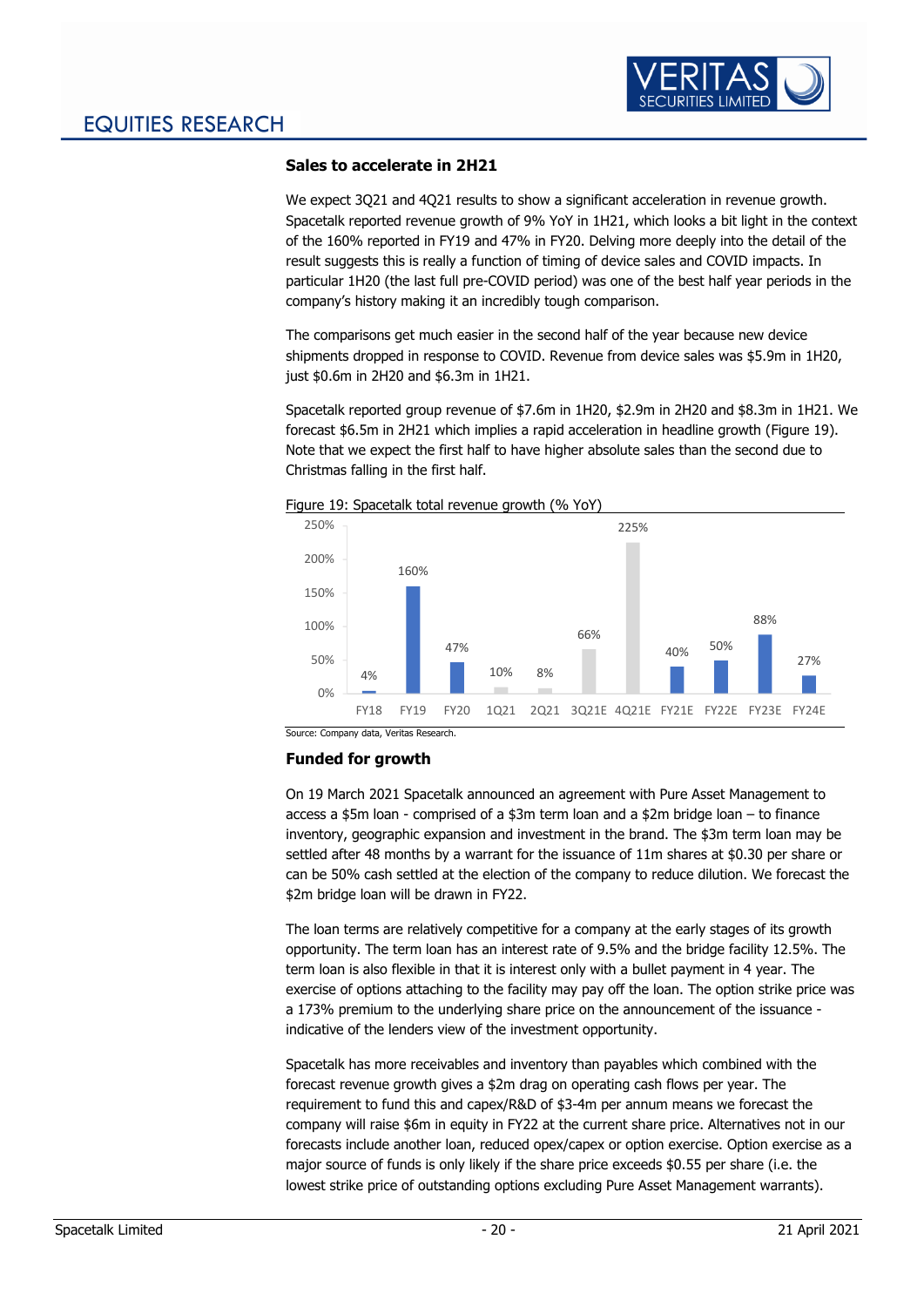## Sales to accelerate in 2H21

We expect 3Q21 and 4Q21 results to show a significant acceleration in revenue growth. Spacetalk reported revenue growth of 9% YoY in 1H21, which looks a bit light in the context of the 160% reported in FY19 and 47% in FY20. Delving more deeply into the detail of the result suggests this is really a function of timing of device sales and COVID impacts. In particular 1H20 (the last full pre-COVID period) was one of the best half year periods in the company's history making it an incredibly tough comparison.

The comparisons get much easier in the second half of the year because new device shipments dropped in response to COVID. Revenue from device sales was $5.9m in 1H20, just $0.6m in 2H20 and $6.3m in 1H21.

Spacetalk reported group revenue of $7.6m in 1H20, $2.9m in 2H20 and $8.3m in 1H21. We forecast $6.5m in 2H21 which implies a rapid acceleration in headline growth (Figure 19). Note that we expect the first half to have higher absolute sales than the second due to Christmas falling in the first half.

Figure 19: Spacetalk total revenue growth (% YoY)

| Period | Growth (% YoY) |
|---|---|
| FY18 | 4% |
| FY19 | 160% |
| FY20 | 47% |
| 1Q21 | 10% |
| 2Q21 | 8% |
| 3Q21E | 66% |
| 4Q21E | 225% |
| FY21E | 40% |
| FY22E | 50% |
| FY23E | 88% |
| FY24E | 27% |

Source: Company data, Veritas Research.

## Funded for growth

On 19 March 2021 Spacetalk announced an agreement with Pure Asset Management to access a $5m loan - comprised of a $3m term loan and a $2m bridge loan – to finance inventory, geographic expansion and investment in the brand. The $3m term loan may be settled after 48 months by a warrant for the issuance of 11m shares at $0.30 per share or can be 50% cash settled at the election of the company to reduce dilution. We forecast the $2m bridge loan will be drawn in FY22.

The loan terms are relatively competitive for a company at the early stages of its growth opportunity. The term loan has an interest rate of 9.5% and the bridge facility 12.5%. The term loan is also flexible in that it is interest only with a bullet payment in 4 year. The exercise of options attaching to the facility may pay off the loan. The option strike price was a 173% premium to the underlying share price on the announcement of the issuance - indicative of the lenders view of the investment opportunity.

Spacetalk has more receivables and inventory than payables which combined with the forecast revenue growth gives a $2m drag on operating cash flows per year. The requirement to fund this and capex/R&D of $3-4m per annum means we forecast the company will raise $6m in equity in FY22 at the current share price. Alternatives not in our forecasts include another loan, reduced opex/capex or option exercise. Option exercise as a major source of funds is only likely if the share price exceeds $0.55 per share (i.e. the lowest strike price of outstanding options excluding Pure Asset Management warrants).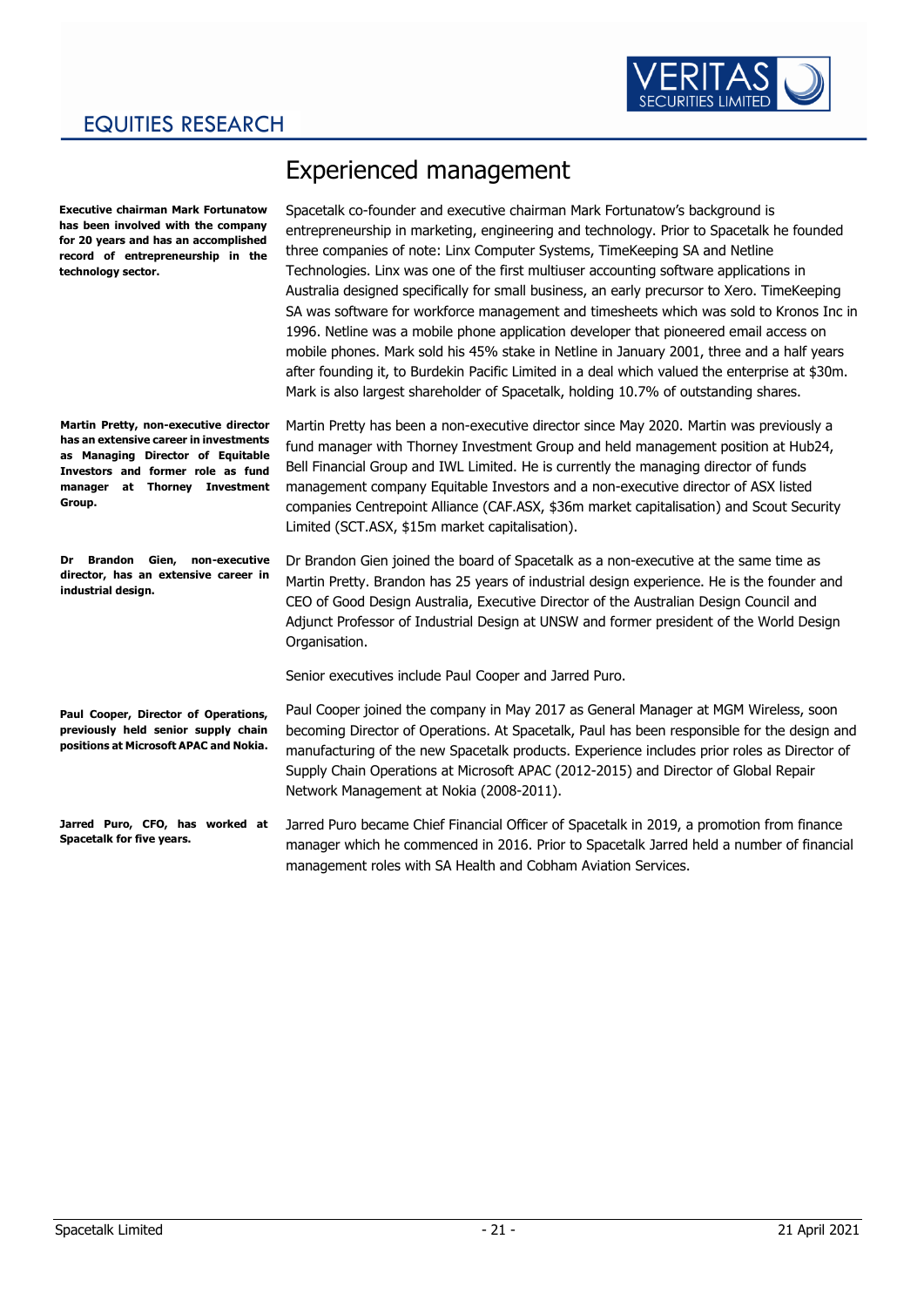## Experienced management

**Executive chairman Mark Fortunatow has been involved with the company for 20 years and has an accomplished record of entrepreneurship in the technology sector.**

Spacetalk co-founder and executive chairman Mark Fortunatow's background is entrepreneurship in marketing, engineering and technology. Prior to Spacetalk he founded three companies of note: Linx Computer Systems, TimeKeeping SA and Netline Technologies. Linx was one of the first multiuser accounting software applications in Australia designed specifically for small business, an early precursor to Xero. TimeKeeping SA was software for workforce management and timesheets which was sold to Kronos Inc in 1996. Netline was a mobile phone application developer that pioneered email access on mobile phones. Mark sold his 45% stake in Netline in January 2001, three and a half years after founding it, to Burdekin Pacific Limited in a deal which valued the enterprise at $30m. Mark is also largest shareholder of Spacetalk, holding 10.7% of outstanding shares.

**Martin Pretty, non-executive director has an extensive career in investments as Managing Director of Equitable Investors and former role as fund manager at Thorney Investment Group.**

Martin Pretty has been a non-executive director since May 2020. Martin was previously a fund manager with Thorney Investment Group and held management position at Hub24, Bell Financial Group and IWL Limited. He is currently the managing director of funds management company Equitable Investors and a non-executive director of ASX listed companies Centrepoint Alliance (CAF.ASX, $36m market capitalisation) and Scout Security Limited (SCT.ASX, $15m market capitalisation).

**Dr Brandon Gien, non-executive director, has an extensive career in industrial design.**

Dr Brandon Gien joined the board of Spacetalk as a non-executive at the same time as Martin Pretty. Brandon has 25 years of industrial design experience. He is the founder and CEO of Good Design Australia, Executive Director of the Australian Design Council and Adjunct Professor of Industrial Design at UNSW and former president of the World Design Organisation.

Senior executives include Paul Cooper and Jarred Puro.

**Paul Cooper, Director of Operations, previously held senior supply chain positions at Microsoft APAC and Nokia.**

Paul Cooper joined the company in May 2017 as General Manager at MGM Wireless, soon becoming Director of Operations. At Spacetalk, Paul has been responsible for the design and manufacturing of the new Spacetalk products. Experience includes prior roles as Director of Supply Chain Operations at Microsoft APAC (2012-2015) and Director of Global Repair Network Management at Nokia (2008-2011).

**Jarred Puro, CFO, has worked at Spacetalk for five years.**

Jarred Puro became Chief Financial Officer of Spacetalk in 2019, a promotion from finance manager which he commenced in 2016. Prior to Spacetalk Jarred held a number of financial management roles with SA Health and Cobham Aviation Services.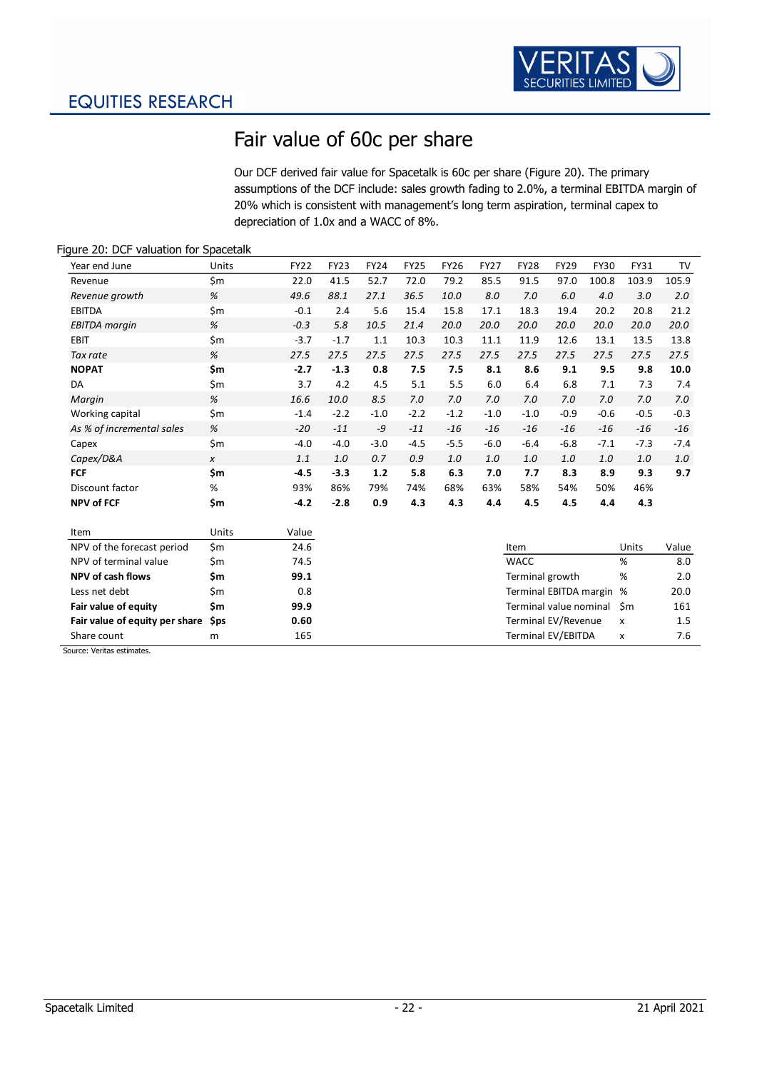# Fair value of 60c per share

Our DCF derived fair value for Spacetalk is 60c per share (Figure 20). The primary assumptions of the DCF include: sales growth fading to 2.0%, a terminal EBITDA margin of 20% which is consistent with management's long term aspiration, terminal capex to depreciation of 1.0x and a WACC of 8%.

Figure 20: DCF valuation for Spacetalk

| Year end June | Units | FY22 | FY23 | FY24 | FY25 | FY26 | FY27 | FY28 | FY29 | FY30 | FY31 | TV |
|---|---|---|---|---|---|---|---|---|---|---|---|---|
| Revenue | $m | 22.0 | 41.5 | 52.7 | 72.0 | 79.2 | 85.5 | 91.5 | 97.0 | 100.8 | 103.9 | 105.9 |
| *Revenue growth* | *%* | *49.6* | *88.1* | *27.1* | *36.5* | *10.0* | *8.0* | *7.0* | *6.0* | *4.0* | *3.0* | *2.0* |
| EBITDA | $m | -0.1 | 2.4 | 5.6 | 15.4 | 15.8 | 17.1 | 18.3 | 19.4 | 20.2 | 20.8 | 21.2 |
| *EBITDA margin* | *%* | *-0.3* | *5.8* | *10.5* | *21.4* | *20.0* | *20.0* | *20.0* | *20.0* | *20.0* | *20.0* | *20.0* |
| EBIT | $m | -3.7 | -1.7 | 1.1 | 10.3 | 10.3 | 11.1 | 11.9 | 12.6 | 13.1 | 13.5 | 13.8 |
| *Tax rate* | *%* | *27.5* | *27.5* | *27.5* | *27.5* | *27.5* | *27.5* | *27.5* | *27.5* | *27.5* | *27.5* | *27.5* |
| **NOPAT** | **$m** | **-2.7** | **-1.3** | **0.8** | **7.5** | **7.5** | **8.1** | **8.6** | **9.1** | **9.5** | **9.8** | **10.0** |
| DA | $m | 3.7 | 4.2 | 4.5 | 5.1 | 5.5 | 6.0 | 6.4 | 6.8 | 7.1 | 7.3 | 7.4 |
| *Margin* | *%* | *16.6* | *10.0* | *8.5* | *7.0* | *7.0* | *7.0* | *7.0* | *7.0* | *7.0* | *7.0* | *7.0* |
| Working capital | $m | -1.4 | -2.2 | -1.0 | -2.2 | -1.2 | -1.0 | -1.0 | -0.9 | -0.6 | -0.5 | -0.3 |
| *As % of incremental sales* | *%* | *-20* | *-11* | *-9* | *-11* | *-16* | *-16* | *-16* | *-16* | *-16* | *-16* | *-16* |
| Capex | $m | -4.0 | -4.0 | -3.0 | -4.5 | -5.5 | -6.0 | -6.4 | -6.8 | -7.1 | -7.3 | -7.4 |
| *Capex/D&A* | *x* | *1.1* | *1.0* | *0.7* | *0.9* | *1.0* | *1.0* | *1.0* | *1.0* | *1.0* | *1.0* | *1.0* |
| **FCF** | **$m** | **-4.5** | **-3.3** | **1.2** | **5.8** | **6.3** | **7.0** | **7.7** | **8.3** | **8.9** | **9.3** | **9.7** |
| Discount factor | % | 93% | 86% | 79% | 74% | 68% | 63% | 58% | 54% | 50% | 46% | |
| **NPV of FCF** | **$m** | **-4.2** | **-2.8** | **0.9** | **4.3** | **4.3** | **4.4** | **4.5** | **4.5** | **4.4** | **4.3** | |

| Item | Units | Value |
|---|---|---|
| NPV of the forecast period | $m | 24.6 |
| NPV of terminal value | $m | 74.5 |
| **NPV of cash flows** | **$m** | **99.1** |
| Less net debt | $m | 0.8 |
| **Fair value of equity** | **$m** | **99.9** |
| **Fair value of equity per share** | **$ps** | **0.60** |
| Share count | m | 165 |

| Item | Units | Value |
|---|---|---|
| WACC | % | 8.0 |
| Terminal growth | % | 2.0 |
| Terminal EBITDA margin | % | 20.0 |
| Terminal value nominal | $m | 161 |
| Terminal EV/Revenue | x | 1.5 |
| Terminal EV/EBITDA | x | 7.6 |

Source: Veritas estimates.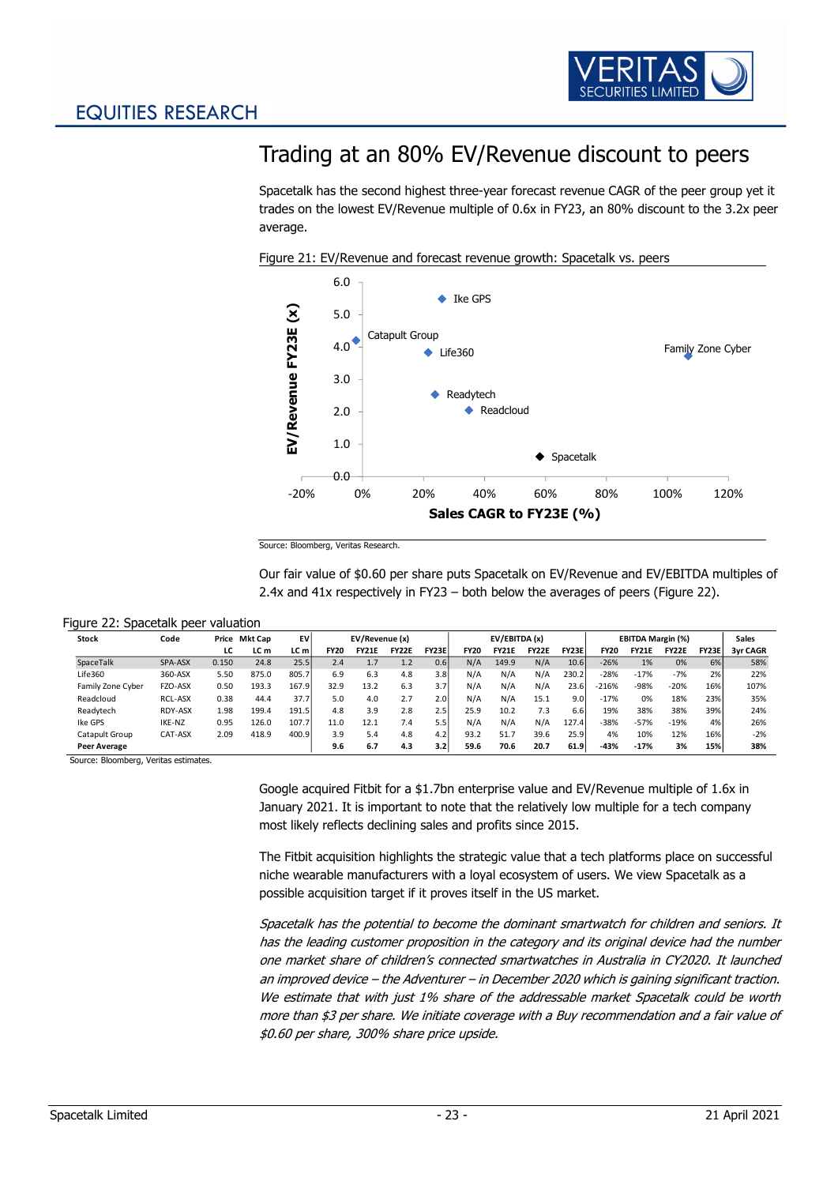## Trading at an 80% EV/Revenue discount to peers

Spacetalk has the second highest three-year forecast revenue CAGR of the peer group yet it trades on the lowest EV/Revenue multiple of 0.6x in FY23, an 80% discount to the 3.2x peer average.

Figure 21: EV/Revenue and forecast revenue growth: Spacetalk vs. peers

Source: Bloomberg, Veritas Research.

Our fair value of $0.60 per share puts Spacetalk on EV/Revenue and EV/EBITDA multiples of 2.4x and 41x respectively in FY23 – both below the averages of peers (Figure 22).

Figure 22: Spacetalk peer valuation

| Stock | Code | Price | Mkt Cap | EV | EV/Revenue (x) | | | | EV/EBITDA (x) | | | | EBITDA Margin (%) | | | | Sales |
|---|---|---|---|---|---|---|---|---|---|---|---|---|---|---|---|---|---|
| | | LC | LC m | LC m | FY20 | FY21E | FY22E | FY23E | FY20 | FY21E | FY22E | FY23E | FY20 | FY21E | FY22E | FY23E | 3yr CAGR |
| SpaceTalk | SPA-ASX | 0.150 | 24.8 | 25.5 | 2.4 | 1.7 | 1.2 | 0.6 | N/A | 149.9 | N/A | 10.6 | -26% | 1% | 0% | 6% | 58% |
| Life360 | 360-ASX | 5.50 | 875.0 | 805.7 | 6.9 | 6.3 | 4.8 | 3.8 | N/A | N/A | N/A | 230.2 | -28% | -17% | -7% | 2% | 22% |
| Family Zone Cyber | FZO-ASX | 0.50 | 193.3 | 167.9 | 32.9 | 13.2 | 6.3 | 3.7 | N/A | N/A | N/A | 23.6 | -216% | -98% | -20% | 16% | 107% |
| Readcloud | RCL-ASX | 0.38 | 44.4 | 37.7 | 5.0 | 4.0 | 2.7 | 2.0 | N/A | N/A | 15.1 | 9.0 | -17% | 0% | 18% | 23% | 35% |
| Readytech | RDY-ASX | 1.98 | 199.4 | 191.5 | 4.8 | 3.9 | 2.8 | 2.5 | 25.9 | 10.2 | 7.3 | 6.6 | 19% | 38% | 38% | 39% | 24% |
| Ike GPS | IKE-NZ | 0.95 | 126.0 | 107.7 | 11.0 | 12.1 | 7.4 | 5.5 | N/A | N/A | N/A | 127.4 | -38% | -57% | -19% | 4% | 26% |
| Catapult Group | CAT-ASX | 2.09 | 418.9 | 400.9 | 3.9 | 5.4 | 4.8 | 4.2 | 93.2 | 51.7 | 39.6 | 25.9 | 4% | 10% | 12% | 16% | -2% |
| **Peer Average** | | | | | **9.6** | **6.7** | **4.3** | **3.2** | **59.6** | **70.6** | **20.7** | **61.9** | **-43%** | **-17%** | **3%** | **15%** | **38%** |

Source: Bloomberg, Veritas estimates.

Google acquired Fitbit for a $1.7bn enterprise value and EV/Revenue multiple of 1.6x in January 2021. It is important to note that the relatively low multiple for a tech company most likely reflects declining sales and profits since 2015.

The Fitbit acquisition highlights the strategic value that a tech platforms place on successful niche wearable manufacturers with a loyal ecosystem of users. We view Spacetalk as a possible acquisition target if it proves itself in the US market.

*Spacetalk has the potential to become the dominant smartwatch for children and seniors. It has the leading customer proposition in the category and its original device had the number one market share of children's connected smartwatches in Australia in CY2020. It launched an improved device – the Adventurer – in December 2020 which is gaining significant traction. We estimate that with just 1% share of the addressable market Spacetalk could be worth more than $3 per share. We initiate coverage with a Buy recommendation and a fair value of $0.60 per share, 300% share price upside.*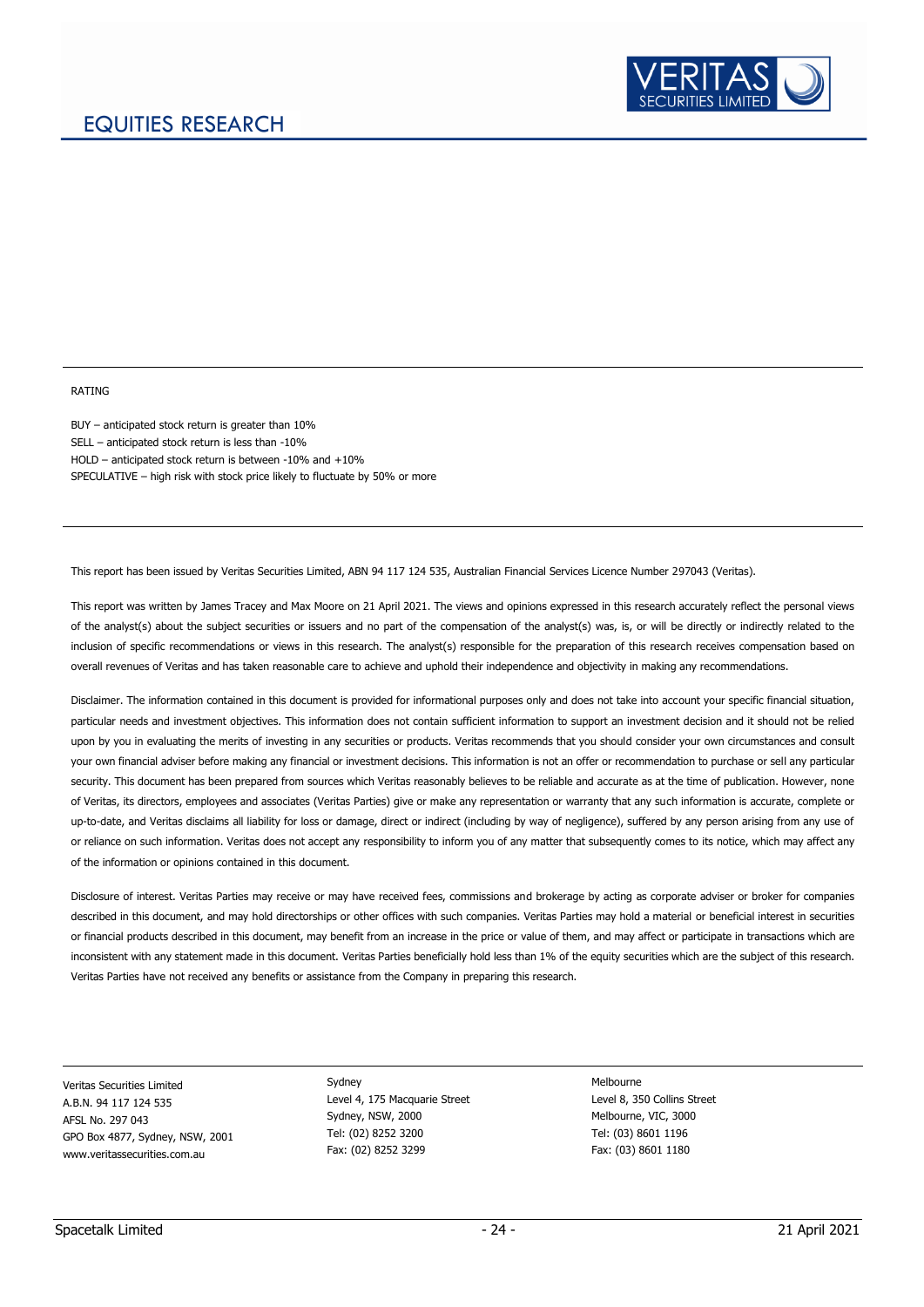RATING

BUY – anticipated stock return is greater than 10%
SELL – anticipated stock return is less than -10%
HOLD – anticipated stock return is between -10% and +10%
SPECULATIVE – high risk with stock price likely to fluctuate by 50% or more

This report has been issued by Veritas Securities Limited, ABN 94 117 124 535, Australian Financial Services Licence Number 297043 (Veritas).

This report was written by James Tracey and Max Moore on 21 April 2021. The views and opinions expressed in this research accurately reflect the personal views of the analyst(s) about the subject securities or issuers and no part of the compensation of the analyst(s) was, is, or will be directly or indirectly related to the inclusion of specific recommendations or views in this research. The analyst(s) responsible for the preparation of this research receives compensation based on overall revenues of Veritas and has taken reasonable care to achieve and uphold their independence and objectivity in making any recommendations.

Disclaimer. The information contained in this document is provided for informational purposes only and does not take into account your specific financial situation, particular needs and investment objectives. This information does not contain sufficient information to support an investment decision and it should not be relied upon by you in evaluating the merits of investing in any securities or products. Veritas recommends that you should consider your own circumstances and consult your own financial adviser before making any financial or investment decisions. This information is not an offer or recommendation to purchase or sell any particular security. This document has been prepared from sources which Veritas reasonably believes to be reliable and accurate as at the time of publication. However, none of Veritas, its directors, employees and associates (Veritas Parties) give or make any representation or warranty that any such information is accurate, complete or up-to-date, and Veritas disclaims all liability for loss or damage, direct or indirect (including by way of negligence), suffered by any person arising from any use of or reliance on such information. Veritas does not accept any responsibility to inform you of any matter that subsequently comes to its notice, which may affect any of the information or opinions contained in this document.

Disclosure of interest. Veritas Parties may receive or may have received fees, commissions and brokerage by acting as corporate adviser or broker for companies described in this document, and may hold directorships or other offices with such companies. Veritas Parties may hold a material or beneficial interest in securities or financial products described in this document, may benefit from an increase in the price or value of them, and may affect or participate in transactions which are inconsistent with any statement made in this document. Veritas Parties beneficially hold less than 1% of the equity securities which are the subject of this research. Veritas Parties have not received any benefits or assistance from the Company in preparing this research.

Veritas Securities Limited
A.B.N. 94 117 124 535
AFSL No. 297 043
GPO Box 4877, Sydney, NSW, 2001
www.veritassecurities.com.au

Sydney
Level 4, 175 Macquarie Street
Sydney, NSW, 2000
Tel: (02) 8252 3200
Fax: (02) 8252 3299

Melbourne
Level 8, 350 Collins Street
Melbourne, VIC, 3000
Tel: (03) 8601 1196
Fax: (03) 8601 1180